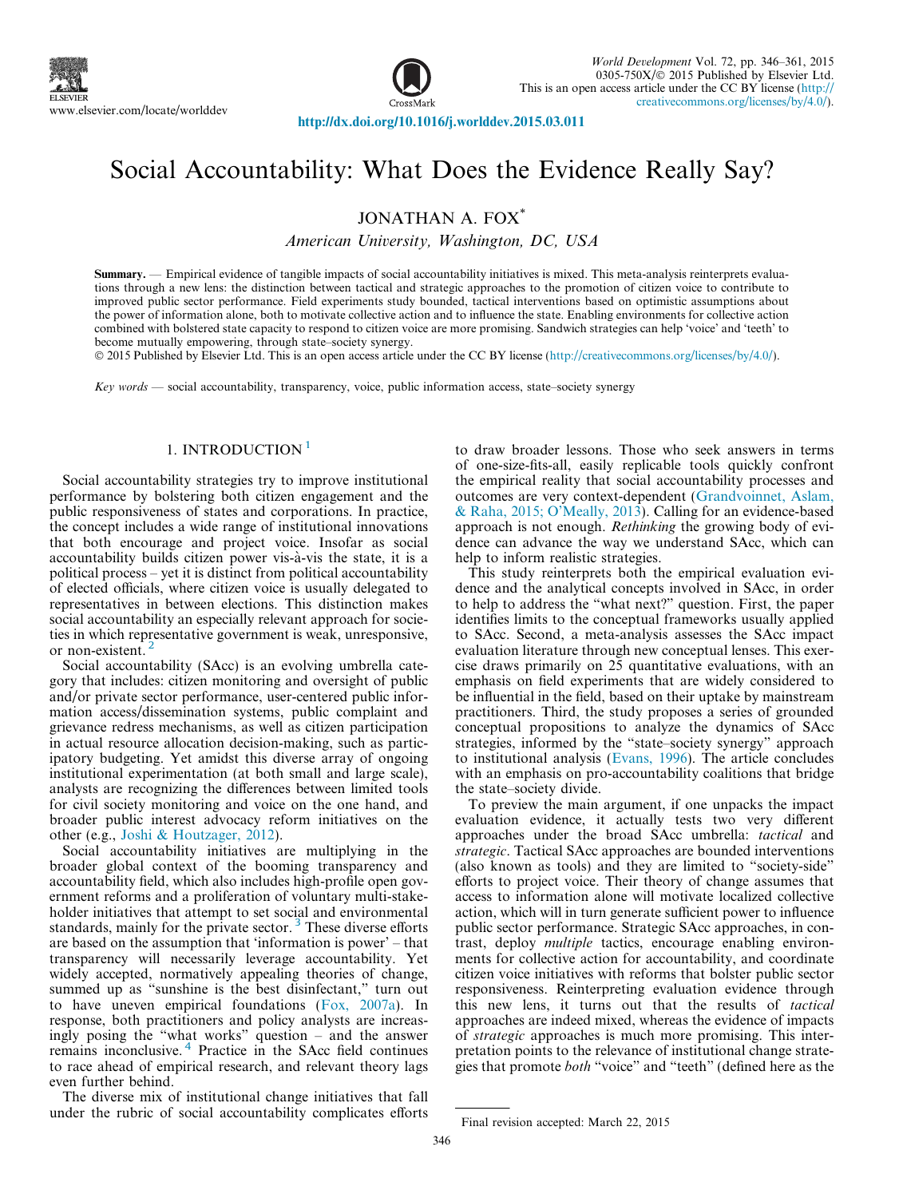http://dx.doi.org/10.1016/j.worlddev.2015.03.011

# Social Accountability: What Does the Evidence Really Say?

JONATHAN A. FOX*

*American University, Washington, DC, USA*

**Summary.** — Empirical evidence of tangible impacts of social accountability initiatives is mixed. This meta-analysis reinterprets evaluations through a new lens: the distinction between tactical and strategic approaches to the promotion of citizen voice to contribute to improved public sector performance. Field experiments study bounded, tactical interventions based on optimistic assumptions about the power of information alone, both to motivate collective action and to influence the state. Enabling environments for collective action combined with bolstered state capacity to respond to citizen voice are more promising. Sandwich strategies can help 'voice' and 'teeth' to become mutually empowering, through state–society synergy.

© 2015 Published by Elsevier Ltd. This is an open access article under the CC BY license (http://creativecommons.org/licenses/by/4.0/).

*Key words* — social accountability, transparency, voice, public information access, state–society synergy

## 1. INTRODUCTION [1]

Social accountability strategies try to improve institutional performance by bolstering both citizen engagement and the public responsiveness of states and corporations. In practice, the concept includes a wide range of institutional innovations that both encourage and project voice. Insofar as social accountability builds citizen power vis-à-vis the state, it is a political process – yet it is distinct from political accountability of elected officials, where citizen voice is usually delegated to representatives in between elections. This distinction makes social accountability an especially relevant approach for societies in which representative government is weak, unresponsive, or non-existent. [2]

Social accountability (SAcc) is an evolving umbrella category that includes: citizen monitoring and oversight of public and/or private sector performance, user-centered public information access/dissemination systems, public complaint and grievance redress mechanisms, as well as citizen participation in actual resource allocation decision-making, such as participatory budgeting. Yet amidst this diverse array of ongoing institutional experimentation (at both small and large scale), analysts are recognizing the differences between limited tools for civil society monitoring and voice on the one hand, and broader public interest advocacy reform initiatives on the other (e.g., Joshi & Houtzager, 2012).

Social accountability initiatives are multiplying in the broader global context of the booming transparency and accountability field, which also includes high-profile open government reforms and a proliferation of voluntary multi-stakeholder initiatives that attempt to set social and environmental standards, mainly for the private sector. [3] These diverse efforts are based on the assumption that 'information is power' – that transparency will necessarily leverage accountability. Yet widely accepted, normatively appealing theories of change, summed up as "sunshine is the best disinfectant," turn out to have uneven empirical foundations (Fox, 2007a). In response, both practitioners and policy analysts are increasingly posing the "what works" question – and the answer remains inconclusive. [4] Practice in the SAcc field continues to race ahead of empirical research, and relevant theory lags even further behind.

The diverse mix of institutional change initiatives that fall under the rubric of social accountability complicates efforts to draw broader lessons. Those who seek answers in terms of one-size-fits-all, easily replicable tools quickly confront the empirical reality that social accountability processes and outcomes are very context-dependent (Grandvoinnet, Aslam, & Raha, 2015; O'Meally, 2013). Calling for an evidence-based approach is not enough. *Rethinking* the growing body of evidence can advance the way we understand SAcc, which can help to inform realistic strategies.

This study reinterprets both the empirical evaluation evidence and the analytical concepts involved in SAcc, in order to help to address the "what next?" question. First, the paper identifies limits to the conceptual frameworks usually applied to SAcc. Second, a meta-analysis assesses the SAcc impact evaluation literature through new conceptual lenses. This exercise draws primarily on 25 quantitative evaluations, with an emphasis on field experiments that are widely considered to be influential in the field, based on their uptake by mainstream practitioners. Third, the study proposes a series of grounded conceptual propositions to analyze the dynamics of SAcc strategies, informed by the "state–society synergy" approach to institutional analysis (Evans, 1996). The article concludes with an emphasis on pro-accountability coalitions that bridge the state–society divide.

To preview the main argument, if one unpacks the impact evaluation evidence, it actually tests two very different approaches under the broad SAcc umbrella: *tactical* and *strategic*. Tactical SAcc approaches are bounded interventions (also known as tools) and they are limited to "society-side" efforts to project voice. Their theory of change assumes that access to information alone will motivate localized collective action, which will in turn generate sufficient power to influence public sector performance. Strategic SAcc approaches, in contrast, deploy *multiple* tactics, encourage enabling environments for collective action for accountability, and coordinate citizen voice initiatives with reforms that bolster public sector responsiveness. Reinterpreting evaluation evidence through this new lens, it turns out that the results of *tactical* approaches are indeed mixed, whereas the evidence of impacts of *strategic* approaches is much more promising. This interpretation points to the relevance of institutional change strategies that promote *both* "voice" and "teeth" (defined here as the

Final revision accepted: March 22, 2015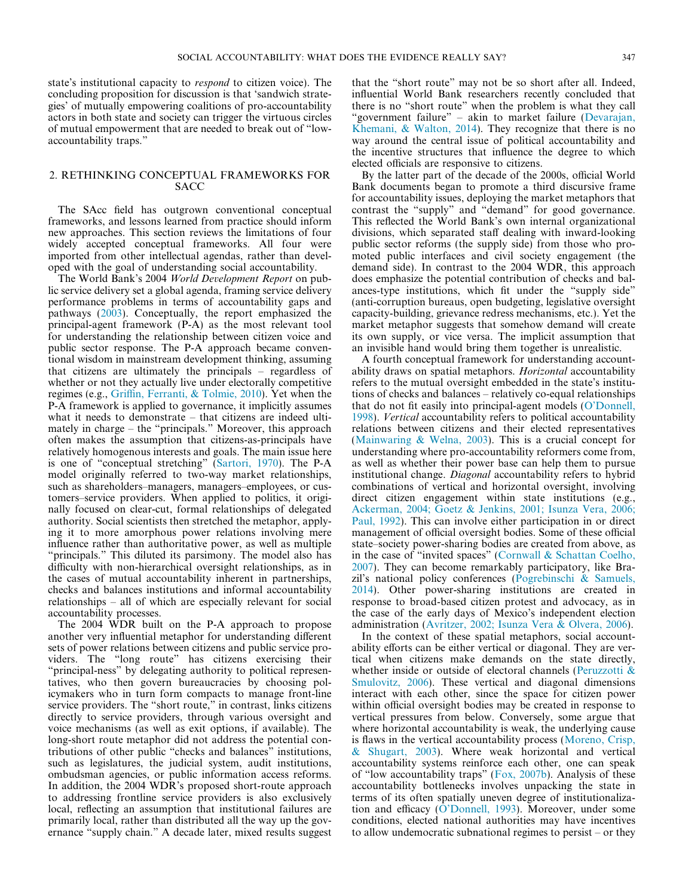state's institutional capacity to *respond* to citizen voice). The concluding proposition for discussion is that 'sandwich strategies' of mutually empowering coalitions of pro-accountability actors in both state and society can trigger the virtuous circles of mutual empowerment that are needed to break out of "low-accountability traps."

## 2. RETHINKING CONCEPTUAL FRAMEWORKS FOR SACC

The SAcc field has outgrown conventional conceptual frameworks, and lessons learned from practice should inform new approaches. This section reviews the limitations of four widely accepted conceptual frameworks. All four were imported from other intellectual agendas, rather than developed with the goal of understanding social accountability.

The World Bank's 2004 *World Development Report* on public service delivery set a global agenda, framing service delivery performance problems in terms of accountability gaps and pathways (2003). Conceptually, the report emphasized the principal-agent framework (P-A) as the most relevant tool for understanding the relationship between citizen voice and public sector response. The P-A approach became conventional wisdom in mainstream development thinking, assuming that citizens are ultimately the principals – regardless of whether or not they actually live under electorally competitive regimes (e.g., Griffin, Ferranti, & Tolmie, 2010). Yet when the P-A framework is applied to governance, it implicitly assumes what it needs to demonstrate – that citizens are indeed ultimately in charge – the "principals." Moreover, this approach often makes the assumption that citizens-as-principals have relatively homogenous interests and goals. The main issue here is one of "conceptual stretching" (Sartori, 1970). The P-A model originally referred to two-way market relationships, such as shareholders–managers, managers–employees, or customers–service providers. When applied to politics, it originally focused on clear-cut, formal relationships of delegated authority. Social scientists then stretched the metaphor, applying it to more amorphous power relations involving mere influence rather than authoritative power, as well as multiple "principals." This diluted its parsimony. The model also has difficulty with non-hierarchical oversight relationships, as in the cases of mutual accountability inherent in partnerships, checks and balances institutions and informal accountability relationships – all of which are especially relevant for social accountability processes.

The 2004 WDR built on the P-A approach to propose another very influential metaphor for understanding different sets of power relations between citizens and public service providers. The "long route" has citizens exercising their "principal-ness" by delegating authority to political representatives, who then govern bureaucracies by choosing policymakers who in turn form compacts to manage front-line service providers. The "short route," in contrast, links citizens directly to service providers, through various oversight and voice mechanisms (as well as exit options, if available). The long-short route metaphor did not address the potential contributions of other public "checks and balances" institutions, such as legislatures, the judicial system, audit institutions, ombudsman agencies, or public information access reforms. In addition, the 2004 WDR's proposed short-route approach to addressing frontline service providers is also exclusively local, reflecting an assumption that institutional failures are primarily local, rather than distributed all the way up the governance "supply chain." A decade later, mixed results suggest that the "short route" may not be so short after all. Indeed, influential World Bank researchers recently concluded that there is no "short route" when the problem is what they call "government failure" – akin to market failure (Devarajan, Khemani, & Walton, 2014). They recognize that there is no way around the central issue of political accountability and the incentive structures that influence the degree to which elected officials are responsive to citizens.

By the latter part of the decade of the 2000s, official World Bank documents began to promote a third discursive frame for accountability issues, deploying the market metaphors that contrast the "supply" and "demand" for good governance. This reflected the World Bank's own internal organizational divisions, which separated staff dealing with inward-looking public sector reforms (the supply side) from those who promoted public interfaces and civil society engagement (the demand side). In contrast to the 2004 WDR, this approach does emphasize the potential contribution of checks and balances-type institutions, which fit under the "supply side" (anti-corruption bureaus, open budgeting, legislative oversight capacity-building, grievance redress mechanisms, etc.). Yet the market metaphor suggests that somehow demand will create its own supply, or vice versa. The implicit assumption that an invisible hand would bring them together is unrealistic.

A fourth conceptual framework for understanding accountability draws on spatial metaphors. *Horizontal* accountability refers to the mutual oversight embedded in the state's institutions of checks and balances – relatively co-equal relationships that do not fit easily into principal-agent models (O'Donnell, 1998). *Vertical* accountability refers to political accountability relations between citizens and their elected representatives (Mainwaring & Welna, 2003). This is a crucial concept for understanding where pro-accountability reformers come from, as well as whether their power base can help them to pursue institutional change. *Diagonal* accountability refers to hybrid combinations of vertical and horizontal oversight, involving direct citizen engagement within state institutions (e.g., Ackerman, 2004; Goetz & Jenkins, 2001; Isunza Vera, 2006; Paul, 1992). This can involve either participation in or direct management of official oversight bodies. Some of these official state–society power-sharing bodies are created from above, as in the case of "invited spaces" (Cornwall & Schattan Coelho, 2007). They can become remarkably participatory, like Brazil's national policy conferences (Pogrebinschi & Samuels, 2014). Other power-sharing institutions are created in response to broad-based citizen protest and advocacy, as in the case of the early days of Mexico's independent election administration (Avritzer, 2002; Isunza Vera & Olvera, 2006).

In the context of these spatial metaphors, social accountability efforts can be either vertical or diagonal. They are vertical when citizens make demands on the state directly, whether inside or outside of electoral channels (Peruzzotti & Smulovitz, 2006). These vertical and diagonal dimensions interact with each other, since the space for citizen power within official oversight bodies may be created in response to vertical pressures from below. Conversely, some argue that where horizontal accountability is weak, the underlying cause is flaws in the vertical accountability process (Moreno, Crisp, & Shugart, 2003). Where weak horizontal and vertical accountability systems reinforce each other, one can speak of "low accountability traps" (Fox, 2007b). Analysis of these accountability bottlenecks involves unpacking the state in terms of its often spatially uneven degree of institutionalization and efficacy (O'Donnell, 1993). Moreover, under some conditions, elected national authorities may have incentives to allow undemocratic subnational regimes to persist – or they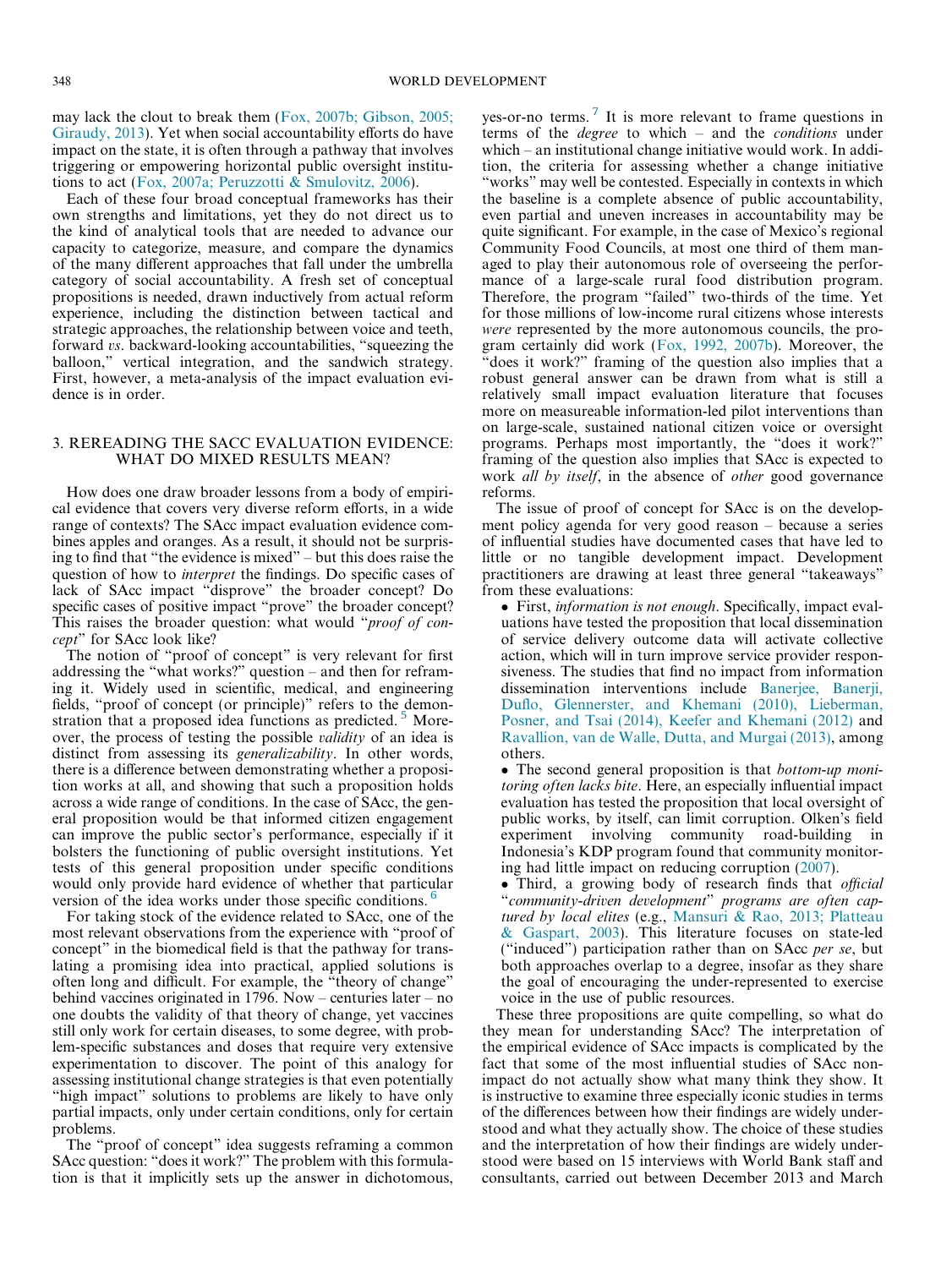may lack the clout to break them (Fox, 2007b; Gibson, 2005; Giraudy, 2013). Yet when social accountability efforts do have impact on the state, it is often through a pathway that involves triggering or empowering horizontal public oversight institutions to act (Fox, 2007a; Peruzzotti & Smulovitz, 2006).

Each of these four broad conceptual frameworks has their own strengths and limitations, yet they do not direct us to the kind of analytical tools that are needed to advance our capacity to categorize, measure, and compare the dynamics of the many different approaches that fall under the umbrella category of social accountability. A fresh set of conceptual propositions is needed, drawn inductively from actual reform experience, including the distinction between tactical and strategic approaches, the relationship between voice and teeth, forward *vs*. backward-looking accountabilities, "squeezing the balloon," vertical integration, and the sandwich strategy. First, however, a meta-analysis of the impact evaluation evidence is in order.

## 3. REREADING THE SACC EVALUATION EVIDENCE: WHAT DO MIXED RESULTS MEAN?

How does one draw broader lessons from a body of empirical evidence that covers very diverse reform efforts, in a wide range of contexts? The SAcc impact evaluation evidence combines apples and oranges. As a result, it should not be surprising to find that "the evidence is mixed" – but this does raise the question of how to *interpret* the findings. Do specific cases of lack of SAcc impact "disprove" the broader concept? Do specific cases of positive impact "prove" the broader concept? This raises the broader question: what would "*proof of concept*" for SAcc look like?

The notion of "proof of concept" is very relevant for first addressing the "what works?" question – and then for reframing it. Widely used in scientific, medical, and engineering fields, "proof of concept (or principle)" refers to the demonstration that a proposed idea functions as predicted. [5] Moreover, the process of testing the possible *validity* of an idea is distinct from assessing its *generalizability*. In other words, there is a difference between demonstrating whether a proposition works at all, and showing that such a proposition holds across a wide range of conditions. In the case of SAcc, the general proposition would be that informed citizen engagement can improve the public sector's performance, especially if it bolsters the functioning of public oversight institutions. Yet tests of this general proposition under specific conditions would only provide hard evidence of whether that particular version of the idea works under those specific conditions. [6]

For taking stock of the evidence related to SAcc, one of the most relevant observations from the experience with "proof of concept" in the biomedical field is that the pathway for translating a promising idea into practical, applied solutions is often long and difficult. For example, the "theory of change" behind vaccines originated in 1796. Now – centuries later – no one doubts the validity of that theory of change, yet vaccines still only work for certain diseases, to some degree, with problem-specific substances and doses that require very extensive experimentation to discover. The point of this analogy for assessing institutional change strategies is that even potentially "high impact" solutions to problems are likely to have only partial impacts, only under certain conditions, only for certain problems.

The "proof of concept" idea suggests reframing a common SAcc question: "does it work?" The problem with this formulation is that it implicitly sets up the answer in dichotomous, yes-or-no terms. [7] It is more relevant to frame questions in terms of the *degree* to which – and the *conditions* under which – an institutional change initiative would work. In addition, the criteria for assessing whether a change initiative "works" may well be contested. Especially in contexts in which the baseline is a complete absence of public accountability, even partial and uneven increases in accountability may be quite significant. For example, in the case of Mexico's regional Community Food Councils, at most one third of them managed to play their autonomous role of overseeing the performance of a large-scale rural food distribution program. Therefore, the program "failed" two-thirds of the time. Yet for those millions of low-income rural citizens whose interests *were* represented by the more autonomous councils, the program certainly did work (Fox, 1992, 2007b). Moreover, the "does it work?" framing of the question also implies that a robust general answer can be drawn from what is still a relatively small impact evaluation literature that focuses more on measureable information-led pilot interventions than on large-scale, sustained national citizen voice or oversight programs. Perhaps most importantly, the "does it work?" framing of the question also implies that SAcc is expected to work *all by itself*, in the absence of *other* good governance reforms.

The issue of proof of concept for SAcc is on the development policy agenda for very good reason – because a series of influential studies have documented cases that have led to little or no tangible development impact. Development practitioners are drawing at least three general "takeaways" from these evaluations:

- First, *information is not enough*. Specifically, impact evaluations have tested the proposition that local dissemination of service delivery outcome data will activate collective action, which will in turn improve service provider responsiveness. The studies that find no impact from information dissemination interventions include Banerjee, Banerji, Duflo, Glennerster, and Khemani (2010), Lieberman, Posner, and Tsai (2014), Keefer and Khemani (2012) and Ravallion, van de Walle, Dutta, and Murgai (2013), among others.
- The second general proposition is that *bottom-up monitoring often lacks bite*. Here, an especially influential impact evaluation has tested the proposition that local oversight of public works, by itself, can limit corruption. Olken's field experiment involving community road-building in Indonesia's KDP program found that community monitoring had little impact on reducing corruption (2007).
- Third, a growing body of research finds that *official "community-driven development" programs are often captured by local elites* (e.g., Mansuri & Rao, 2013; Platteau & Gaspart, 2003). This literature focuses on state-led ("induced") participation rather than on SAcc *per se*, but both approaches overlap to a degree, insofar as they share the goal of encouraging the under-represented to exercise voice in the use of public resources.

These three propositions are quite compelling, so what do they mean for understanding SAcc? The interpretation of the empirical evidence of SAcc impacts is complicated by the fact that some of the most influential studies of SAcc non-impact do not actually show what many think they show. It is instructive to examine three especially iconic studies in terms of the differences between how their findings are widely understood and what they actually show. The choice of these studies and the interpretation of how their findings are widely understood were based on 15 interviews with World Bank staff and consultants, carried out between December 2013 and March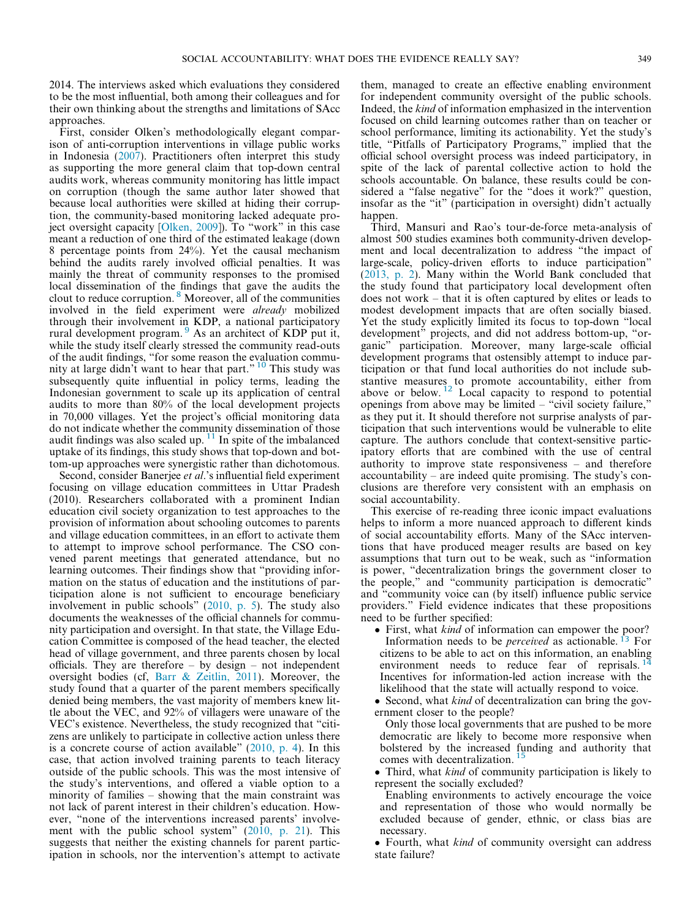2014. The interviews asked which evaluations they considered to be the most influential, both among their colleagues and for their own thinking about the strengths and limitations of SAcc approaches.

First, consider Olken's methodologically elegant comparison of anti-corruption interventions in village public works in Indonesia (2007). Practitioners often interpret this study as supporting the more general claim that top-down central audits work, whereas community monitoring has little impact on corruption (though the same author later showed that because local authorities were skilled at hiding their corruption, the community-based monitoring lacked adequate project oversight capacity [Olken, 2009]). To "work" in this case meant a reduction of one third of the estimated leakage (down 8 percentage points from 24%). Yet the causal mechanism behind the audits rarely involved official penalties. It was mainly the threat of community responses to the promised local dissemination of the findings that gave the audits the clout to reduce corruption. [8] Moreover, all of the communities involved in the field experiment were *already* mobilized through their involvement in KDP, a national participatory rural development program. [9] As an architect of KDP put it, while the study itself clearly stressed the community read-outs of the audit findings, "for some reason the evaluation community at large didn't want to hear that part." [10] This study was subsequently quite influential in policy terms, leading the Indonesian government to scale up its application of central audits to more than 80% of the local development projects in 70,000 villages. Yet the project's official monitoring data do not indicate whether the community dissemination of those audit findings was also scaled up. [11] In spite of the imbalanced uptake of its findings, this study shows that top-down and bottom-up approaches were synergistic rather than dichotomous.

Second, consider Banerjee *et al*.'s influential field experiment focusing on village education committees in Uttar Pradesh (2010). Researchers collaborated with a prominent Indian education civil society organization to test approaches to the provision of information about schooling outcomes to parents and village education committees, in an effort to activate them to attempt to improve school performance. The CSO convened parent meetings that generated attendance, but no learning outcomes. Their findings show that "providing information on the status of education and the institutions of participation alone is not sufficient to encourage beneficiary involvement in public schools" (2010, p. 5). The study also documents the weaknesses of the official channels for community participation and oversight. In that state, the Village Education Committee is composed of the head teacher, the elected head of village government, and three parents chosen by local officials. They are therefore – by design – not independent oversight bodies (cf, Barr & Zeitlin, 2011). Moreover, the study found that a quarter of the parent members specifically denied being members, the vast majority of members knew little about the VEC, and 92% of villagers were unaware of the VEC's existence. Nevertheless, the study recognized that "citizens are unlikely to participate in collective action unless there is a concrete course of action available" (2010, p. 4). In this case, that action involved training parents to teach literacy outside of the public schools. This was the most intensive of the study's interventions, and offered a viable option to a minority of families – showing that the main constraint was not lack of parent interest in their children's education. However, "none of the interventions increased parents' involvement with the public school system" (2010, p. 21). This suggests that neither the existing channels for parent participation in schools, nor the intervention's attempt to activate them, managed to create an effective enabling environment for independent community oversight of the public schools. Indeed, the *kind* of information emphasized in the intervention focused on child learning outcomes rather than on teacher or school performance, limiting its actionability. Yet the study's title, "Pitfalls of Participatory Programs," implied that the official school oversight process was indeed participatory, in spite of the lack of parental collective action to hold the schools accountable. On balance, these results could be considered a "false negative" for the "does it work?" question, insofar as the "it" (participation in oversight) didn't actually happen.

Third, Mansuri and Rao's tour-de-force meta-analysis of almost 500 studies examines both community-driven development and local decentralization to address "the impact of large-scale, policy-driven efforts to induce participation" (2013, p. 2). Many within the World Bank concluded that the study found that participatory local development often does not work – that it is often captured by elites or leads to modest development impacts that are often socially biased. Yet the study explicitly limited its focus to top-down "local development" projects, and did not address bottom-up, "organic" participation. Moreover, many large-scale official development programs that ostensibly attempt to induce participation or that fund local authorities do not include substantive measures to promote accountability, either from above or below. [12] Local capacity to respond to potential openings from above may be limited – "civil society failure," as they put it. It should therefore not surprise analysts of participation that such interventions would be vulnerable to elite capture. The authors conclude that context-sensitive participatory efforts that are combined with the use of central authority to improve state responsiveness – and therefore accountability – are indeed quite promising. The study's conclusions are therefore very consistent with an emphasis on social accountability.

This exercise of re-reading three iconic impact evaluations helps to inform a more nuanced approach to different kinds of social accountability efforts. Many of the SAcc interventions that have produced meager results are based on key assumptions that turn out to be weak, such as "information is power, "decentralization brings the government closer to the people," and "community participation is democratic" and "community voice can (by itself) influence public service providers." Field evidence indicates that these propositions need to be further specified:

- First, what *kind* of information can empower the poor?

  Information needs to be *perceived* as actionable. [13] For citizens to be able to act on this information, an enabling environment needs to reduce fear of reprisals. [14] Incentives for information-led action increase with the likelihood that the state will actually respond to voice.

- Second, what *kind* of decentralization can bring the government closer to the people?

  Only those local governments that are pushed to be more democratic are likely to become more responsive when bolstered by the increased funding and authority that comes with decentralization. [15]

- Third, what *kind* of community participation is likely to represent the socially excluded?

  Enabling environments to actively encourage the voice and representation of those who would normally be excluded because of gender, ethnic, or class bias are necessary.

- Fourth, what *kind* of community oversight can address state failure?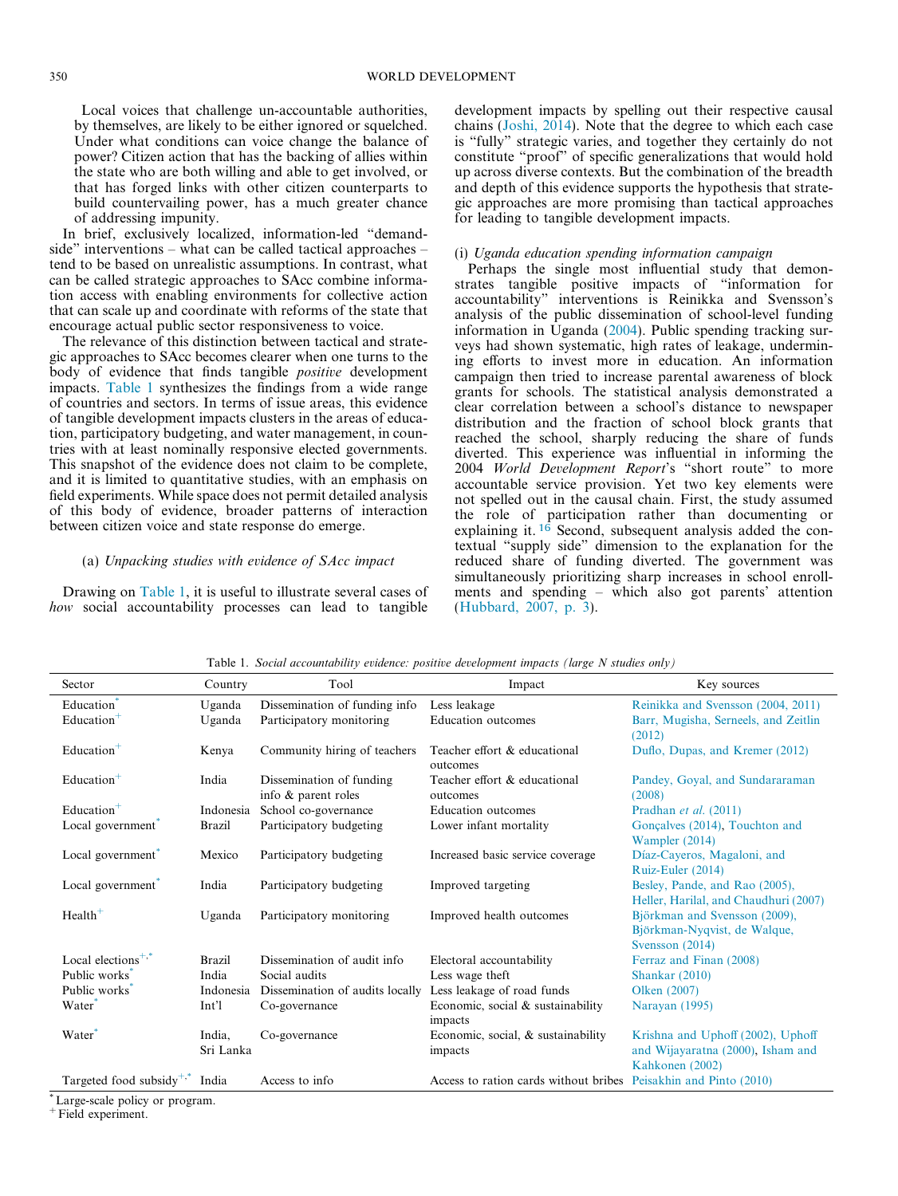Local voices that challenge un-accountable authorities, by themselves, are likely to be either ignored or squelched. Under what conditions can voice change the balance of power? Citizen action that has the backing of allies within the state who are both willing and able to get involved, or that has forged links with other citizen counterparts to build countervailing power, has a much greater chance of addressing impunity.

In brief, exclusively localized, information-led "demand-side" interventions – what can be called tactical approaches – tend to be based on unrealistic assumptions. In contrast, what can be called strategic approaches to SAcc combine information access with enabling environments for collective action that can scale up and coordinate with reforms of the state that encourage actual public sector responsiveness to voice.

The relevance of this distinction between tactical and strategic approaches to SAcc becomes clearer when one turns to the body of evidence that finds tangible *positive* development impacts. Table 1 synthesizes the findings from a wide range of countries and sectors. In terms of issue areas, this evidence of tangible development impacts clusters in the areas of education, participatory budgeting, and water management, in countries with at least nominally responsive elected governments. This snapshot of the evidence does not claim to be complete, and it is limited to quantitative studies, with an emphasis on field experiments. While space does not permit detailed analysis of this body of evidence, broader patterns of interaction between citizen voice and state response do emerge.

### (a) *Unpacking studies with evidence of SAcc impact*

Drawing on Table 1, it is useful to illustrate several cases of *how* social accountability processes can lead to tangible development impacts by spelling out their respective causal chains (Joshi, 2014). Note that the degree to which each case is "fully" strategic varies, and together they certainly do not constitute "proof" of specific generalizations that would hold up across diverse contexts. But the combination of the breadth and depth of this evidence supports the hypothesis that strategic approaches are more promising than tactical approaches for leading to tangible development impacts.

#### (i) *Uganda education spending information campaign*

Perhaps the single most influential study that demonstrates tangible positive impacts of "information for accountability" interventions is Reinikka and Svensson's analysis of the public dissemination of school-level funding information in Uganda (2004). Public spending tracking surveys had shown systematic, high rates of leakage, undermining efforts to invest more in education. An information campaign then tried to increase parental awareness of block grants for schools. The statistical analysis demonstrated a clear correlation between a school's distance to newspaper distribution and the fraction of school block grants that reached the school, sharply reducing the share of funds diverted. This experience was influential in informing the 2004 *World Development Report*'s "short route" to more accountable service provision. Yet two key elements were not spelled out in the causal chain. First, the study assumed the role of participation rather than documenting or explaining it.[16] Second, subsequent analysis added the contextual "supply side" dimension to the explanation for the reduced share of funding diverted. The government was simultaneously prioritizing sharp increases in school enrollments and spending – which also got parents' attention (Hubbard, 2007, p. 3).

Table 1. *Social accountability evidence: positive development impacts (large N studies only)*

| Sector | Country | Tool | Impact | Key sources |
|---|---|---|---|---|
| Education* | Uganda | Dissemination of funding info | Less leakage | Reinikka and Svensson (2004, 2011) |
| Education+ | Uganda | Participatory monitoring | Education outcomes | Barr, Mugisha, Serneels, and Zeitlin (2012) |
| Education+ | Kenya | Community hiring of teachers | Teacher effort & educational outcomes | Duflo, Dupas, and Kremer (2012) |
| Education+ | India | Dissemination of funding info & parent roles | Teacher effort & educational outcomes | Pandey, Goyal, and Sundararaman (2008) |
| Education+ | Indonesia | School co-governance | Education outcomes | Pradhan *et al.* (2011) |
| Local government* | Brazil | Participatory budgeting | Lower infant mortality | Gonçalves (2014), Touchton and Wampler (2014) |
| Local government* | Mexico | Participatory budgeting | Increased basic service coverage | Díaz-Cayeros, Magaloni, and Ruiz-Euler (2014) |
| Local government* | India | Participatory budgeting | Improved targeting | Besley, Pande, and Rao (2005), Heller, Harilal, and Chaudhuri (2007) |
| Health+ | Uganda | Participatory monitoring | Improved health outcomes | Björkman and Svensson (2009), Björkman-Nyqvist, de Walque, Svensson (2014) |
| Local elections+,* | Brazil | Dissemination of audit info | Electoral accountability | Ferraz and Finan (2008) |
| Public works* | India | Social audits | Less wage theft | Shankar (2010) |
| Public works* | Indonesia | Dissemination of audits locally | Less leakage of road funds | Olken (2007) |
| Water* | Int'l | Co-governance | Economic, social & sustainability impacts | Narayan (1995) |
| Water* | India, Sri Lanka | Co-governance | Economic, social, & sustainability impacts | Krishna and Uphoff (2002), Uphoff and Wijayaratna (2000), Isham and Kahkonen (2002) |
| Targeted food subsidy+,* | India | Access to info | Access to ration cards without bribes | Peisakhin and Pinto (2010) |

\* Large-scale policy or program.
\+ Field experiment.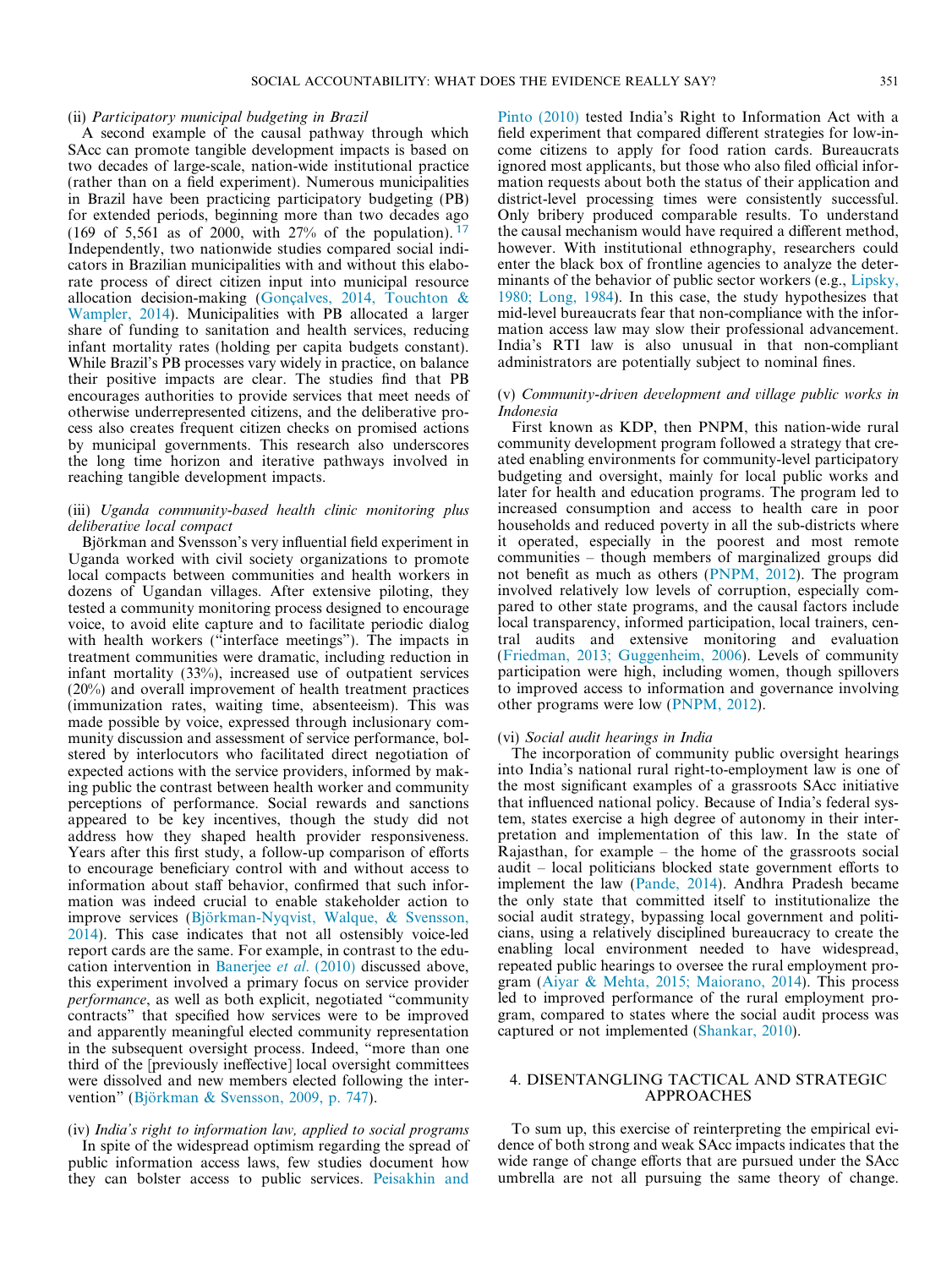(ii) *Participatory municipal budgeting in Brazil*

A second example of the causal pathway through which SAcc can promote tangible development impacts is based on two decades of large-scale, nation-wide institutional practice (rather than on a field experiment). Numerous municipalities in Brazil have been practicing participatory budgeting (PB) for extended periods, beginning more than two decades ago (169 of 5,561 as of 2000, with 27% of the population).[17] Independently, two nationwide studies compared social indicators in Brazilian municipalities with and without this elaborate process of direct citizen input into municipal resource allocation decision-making (Gonçalves, 2014, Touchton & Wampler, 2014). Municipalities with PB allocated a larger share of funding to sanitation and health services, reducing infant mortality rates (holding per capita budgets constant). While Brazil's PB processes vary widely in practice, on balance their positive impacts are clear. The studies find that PB encourages authorities to provide services that meet needs of otherwise underrepresented citizens, and the deliberative process also creates frequent citizen checks on promised actions by municipal governments. This research also underscores the long time horizon and iterative pathways involved in reaching tangible development impacts.

(iii) *Uganda community-based health clinic monitoring plus deliberative local compact*

Björkman and Svensson's very influential field experiment in Uganda worked with civil society organizations to promote local compacts between communities and health workers in dozens of Ugandan villages. After extensive piloting, they tested a community monitoring process designed to encourage voice, to avoid elite capture and to facilitate periodic dialog with health workers ("interface meetings"). The impacts in treatment communities were dramatic, including reduction in infant mortality (33%), increased use of outpatient services (20%) and overall improvement of health treatment practices (immunization rates, waiting time, absenteeism). This was made possible by voice, expressed through inclusionary community discussion and assessment of service performance, bolstered by interlocutors who facilitated direct negotiation of expected actions with the service providers, informed by making public the contrast between health worker and community perceptions of performance. Social rewards and sanctions appeared to be key incentives, though the study did not address how they shaped health provider responsiveness. Years after this first study, a follow-up comparison of efforts to encourage beneficiary control with and without access to information about staff behavior, confirmed that such information was indeed crucial to enable stakeholder action to improve services (Björkman-Nyqvist, Walque, & Svensson, 2014). This case indicates that not all ostensibly voice-led report cards are the same. For example, in contrast to the education intervention in Banerjee *et al.* (2010) discussed above, this experiment involved a primary focus on service provider *performance*, as well as both explicit, negotiated "community contracts" that specified how services were to be improved and apparently meaningful elected community representation in the subsequent oversight process. Indeed, "more than one third of the [previously ineffective] local oversight committees were dissolved and new members elected following the intervention" (Björkman & Svensson, 2009, p. 747).

(iv) *India's right to information law, applied to social programs*

In spite of the widespread optimism regarding the spread of public information access laws, few studies document how they can bolster access to public services. Peisakhin and Pinto (2010) tested India's Right to Information Act with a field experiment that compared different strategies for low-income citizens to apply for food ration cards. Bureaucrats ignored most applicants, but those who also filed official information requests about both the status of their application and district-level processing times were consistently successful. Only bribery produced comparable results. To understand the causal mechanism would have required a different method, however. With institutional ethnography, researchers could enter the black box of frontline agencies to analyze the determinants of the behavior of public sector workers (e.g., Lipsky, 1980; Long, 1984). In this case, the study hypothesizes that mid-level bureaucrats fear that non-compliance with the information access law may slow their professional advancement. India's RTI law is also unusual in that non-compliant administrators are potentially subject to nominal fines.

(v) *Community-driven development and village public works in Indonesia*

First known as KDP, then PNPM, this nation-wide rural community development program followed a strategy that created enabling environments for community-level participatory budgeting and oversight, mainly for local public works and later for health and education programs. The program led to increased consumption and access to health care in poor households and reduced poverty in all the sub-districts where it operated, especially in the poorest and most remote communities – though members of marginalized groups did not benefit as much as others (PNPM, 2012). The program involved relatively low levels of corruption, especially compared to other state programs, and the causal factors include local transparency, informed participation, local trainers, central audits and extensive monitoring and evaluation (Friedman, 2013; Guggenheim, 2006). Levels of community participation were high, including women, though spillovers to improved access to information and governance involving other programs were low (PNPM, 2012).

(vi) *Social audit hearings in India*

The incorporation of community public oversight hearings into India's national rural right-to-employment law is one of the most significant examples of a grassroots SAcc initiative that influenced national policy. Because of India's federal system, states exercise a high degree of autonomy in their interpretation and implementation of this law. In the state of Rajasthan, for example – the home of the grassroots social audit – local politicians blocked state government efforts to implement the law (Pande, 2014). Andhra Pradesh became the only state that committed itself to institutionalize the social audit strategy, bypassing local government and politicians, using a relatively disciplined bureaucracy to create the enabling local environment needed to have widespread, repeated public hearings to oversee the rural employment program (Aiyar & Mehta, 2015; Maiorano, 2014). This process led to improved performance of the rural employment program, compared to states where the social audit process was captured or not implemented (Shankar, 2010).

## 4. DISENTANGLING TACTICAL AND STRATEGIC APPROACHES

To sum up, this exercise of reinterpreting the empirical evidence of both strong and weak SAcc impacts indicates that the wide range of change efforts that are pursued under the SAcc umbrella are not all pursuing the same theory of change.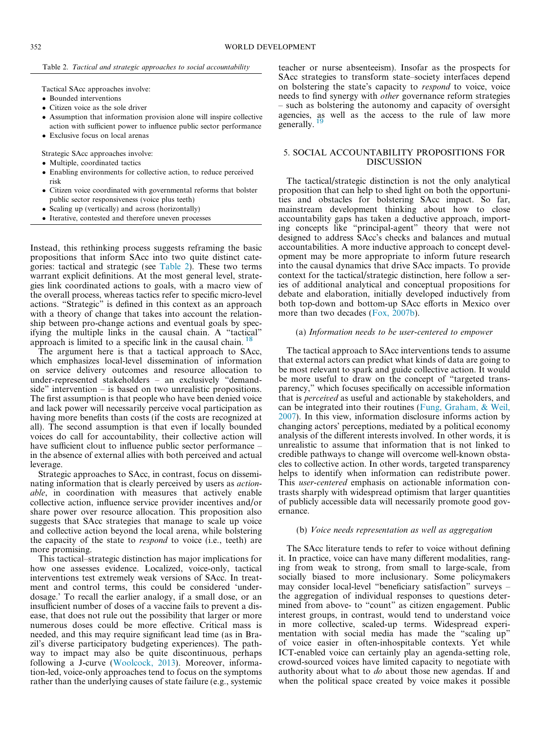Table 2. *Tactical and strategic approaches to social accountability*

Tactical SAcc approaches involve:

- Bounded interventions
- Citizen voice as the sole driver
- Assumption that information provision alone will inspire collective action with sufficient power to influence public sector performance
- Exclusive focus on local arenas

Strategic SAcc approaches involve:

- Multiple, coordinated tactics
- Enabling environments for collective action, to reduce perceived risk
- Citizen voice coordinated with governmental reforms that bolster public sector responsiveness (voice plus teeth)
- Scaling up (vertically) and across (horizontally)
- Iterative, contested and therefore uneven processes

Instead, this rethinking process suggests reframing the basic propositions that inform SAcc into two quite distinct categories: tactical and strategic (see Table 2). These two terms warrant explicit definitions. At the most general level, strategies link coordinated actions to goals, with a macro view of the overall process, whereas tactics refer to specific micro-level actions. "Strategic" is defined in this context as an approach with a theory of change that takes into account the relationship between pro-change actions and eventual goals by specifying the multiple links in the causal chain. A "tactical" approach is limited to a specific link in the causal chain. [18]

The argument here is that a tactical approach to SAcc, which emphasizes local-level dissemination of information on service delivery outcomes and resource allocation to under-represented stakeholders – an exclusively "demand-side" intervention – is based on two unrealistic propositions. The first assumption is that people who have been denied voice and lack power will necessarily perceive vocal participation as having more benefits than costs (if the costs are recognized at all). The second assumption is that even if locally bounded voices do call for accountability, their collective action will have sufficient clout to influence public sector performance – in the absence of external allies with both perceived and actual leverage.

Strategic approaches to SAcc, in contrast, focus on disseminating information that is clearly perceived by users as *actionable*, in coordination with measures that actively enable collective action, influence service provider incentives and/or share power over resource allocation. This proposition also suggests that SAcc strategies that manage to scale up voice and collective action beyond the local arena, while bolstering the capacity of the state to *respond* to voice (i.e., teeth) are more promising.

This tactical–strategic distinction has major implications for how one assesses evidence. Localized, voice-only, tactical interventions test extremely weak versions of SAcc. In treatment and control terms, this could be considered 'under-dosage.' To recall the earlier analogy, if a small dose, or an insufficient number of doses of a vaccine fails to prevent a disease, that does not rule out the possibility that larger or more numerous doses could be more effective. Critical mass is needed, and this may require significant lead time (as in Brazil's diverse participatory budgeting experiences). The pathway to impact may also be quite discontinuous, perhaps following a J-curve (Woolcock, 2013). Moreover, information-led, voice-only approaches tend to focus on the symptoms rather than the underlying causes of state failure (e.g., systemic teacher or nurse absenteeism). Insofar as the prospects for SAcc strategies to transform state–society interfaces depend on bolstering the state's capacity to *respond* to voice, voice needs to find synergy with *other* governance reform strategies – such as bolstering the autonomy and capacity of oversight agencies, as well as the access to the rule of law more generally. [19]

## 5. SOCIAL ACCOUNTABILITY PROPOSITIONS FOR DISCUSSION

The tactical/strategic distinction is not the only analytical proposition that can help to shed light on both the opportunities and obstacles for bolstering SAcc impact. So far, mainstream development thinking about how to close accountability gaps has taken a deductive approach, importing concepts like "principal-agent" theory that were not designed to address SAcc's checks and balances and mutual accountabilities. A more inductive approach to concept development may be more appropriate to inform future research into the causal dynamics that drive SAcc impacts. To provide context for the tactical/strategic distinction, here follow a series of additional analytical and conceptual propositions for debate and elaboration, initially developed inductively from both top-down and bottom-up SAcc efforts in Mexico over more than two decades (Fox, 2007b).

### (a) *Information needs to be user-centered to empower*

The tactical approach to SAcc interventions tends to assume that external actors can predict what kinds of data are going to be most relevant to spark and guide collective action. It would be more useful to draw on the concept of "targeted transparency," which focuses specifically on accessible information that is *perceived* as useful and actionable by stakeholders, and can be integrated into their routines (Fung, Graham, & Weil, 2007). In this view, information disclosure informs action by changing actors' perceptions, mediated by a political economy analysis of the different interests involved. In other words, it is unrealistic to assume that information that is not linked to credible pathways to change will overcome well-known obstacles to collective action. In other words, targeted transparency helps to identify when information can redistribute power. This *user-centered* emphasis on actionable information contrasts sharply with widespread optimism that larger quantities of publicly accessible data will necessarily promote good governance.

### (b) *Voice needs representation as well as aggregation*

The SAcc literature tends to refer to voice without defining it. In practice, voice can have many different modalities, ranging from weak to strong, from small to large-scale, from socially biased to more inclusionary. Some policymakers may consider local-level "beneficiary satisfaction" surveys – the aggregation of individual responses to questions determined from above- to "count" as citizen engagement. Public interest groups, in contrast, would tend to understand voice in more collective, scaled-up terms. Widespread experimentation with social media has made the "scaling up" of voice easier in often-inhospitable contexts. Yet while ICT-enabled voice can certainly play an agenda-setting role, crowd-sourced voices have limited capacity to negotiate with authority about what to *do* about those new agendas. If and when the political space created by voice makes it possible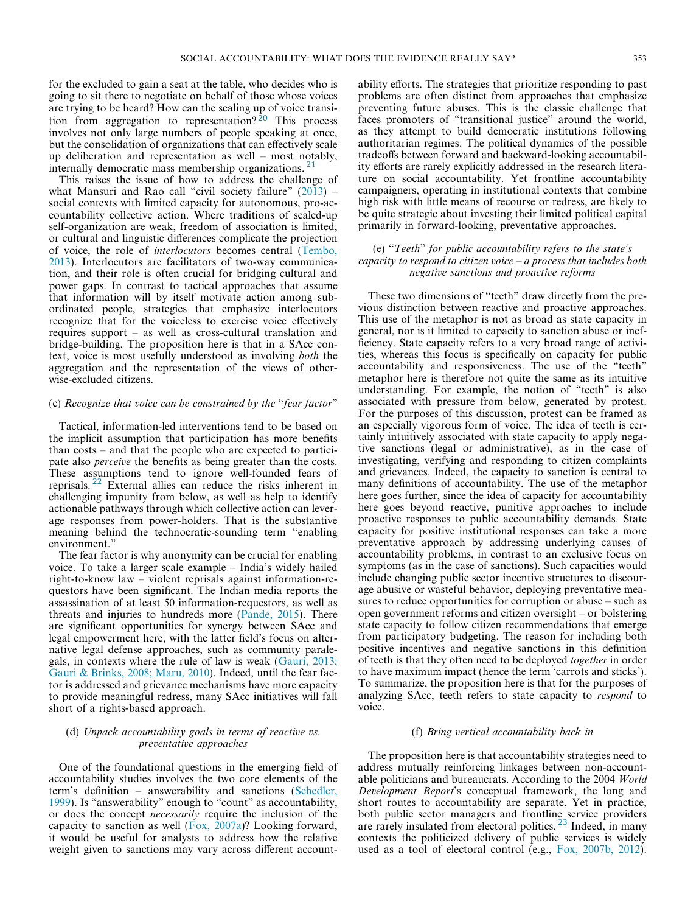for the excluded to gain a seat at the table, who decides who is going to sit there to negotiate on behalf of those whose voices are trying to be heard? How can the scaling up of voice transition from aggregation to representation?[20] This process involves not only large numbers of people speaking at once, but the consolidation of organizations that can effectively scale up deliberation and representation as well – most notably, internally democratic mass membership organizations.[21]

This raises the issue of how to address the challenge of what Mansuri and Rao call "civil society failure" (2013) – social contexts with limited capacity for autonomous, pro-accountability collective action. Where traditions of scaled-up self-organization are weak, freedom of association is limited, or cultural and linguistic differences complicate the projection of voice, the role of *interlocutors* becomes central (Tembo, 2013). Interlocutors are facilitators of two-way communication, and their role is often crucial for bridging cultural and power gaps. In contrast to tactical approaches that assume that information will by itself motivate action among subordinated people, strategies that emphasize interlocutors recognize that for the voiceless to exercise voice effectively requires support – as well as cross-cultural translation and bridge-building. The proposition here is that in a SAcc context, voice is most usefully understood as involving *both* the aggregation and the representation of the views of otherwise-excluded citizens.

### (c) *Recognize that voice can be constrained by the "fear factor"*

Tactical, information-led interventions tend to be based on the implicit assumption that participation has more benefits than costs – and that the people who are expected to participate also *perceive* the benefits as being greater than the costs. These assumptions tend to ignore well-founded fears of reprisals.[22] External allies can reduce the risks inherent in challenging impunity from below, as well as help to identify actionable pathways through which collective action can leverage responses from power-holders. That is the substantive meaning behind the technocratic-sounding term "enabling environment."

The fear factor is why anonymity can be crucial for enabling voice. To take a larger scale example – India's widely hailed right-to-know law – violent reprisals against information-requestors have been significant. The Indian media reports the assassination of at least 50 information-requestors, as well as threats and injuries to hundreds more (Pande, 2015). There are significant opportunities for synergy between SAcc and legal empowerment here, with the latter field's focus on alternative legal defense approaches, such as community paralegals, in contexts where the rule of law is weak (Gauri, 2013; Gauri & Brinks, 2008; Maru, 2010). Indeed, until the fear factor is addressed and grievance mechanisms have more capacity to provide meaningful redress, many SAcc initiatives will fall short of a rights-based approach.

### (d) *Unpack accountability goals in terms of reactive vs. preventative approaches*

One of the foundational questions in the emerging field of accountability studies involves the two core elements of the term's definition – answerability and sanctions (Schedler, 1999). Is "answerability" enough to "count" as accountability, or does the concept *necessarily* require the inclusion of the capacity to sanction as well (Fox, 2007a)? Looking forward, it would be useful for analysts to address how the relative weight given to sanctions may vary across different accountability efforts. The strategies that prioritize responding to past problems are often distinct from approaches that emphasize preventing future abuses. This is the classic challenge that faces promoters of "transitional justice" around the world, as they attempt to build democratic institutions following authoritarian regimes. The political dynamics of the possible tradeoffs between forward and backward-looking accountability efforts are rarely explicitly addressed in the research literature on social accountability. Yet frontline accountability campaigners, operating in institutional contexts that combine high risk with little means of recourse or redress, are likely to be quite strategic about investing their limited political capital primarily in forward-looking, preventative approaches.

### (e) *"Teeth" for public accountability refers to the state's capacity to respond to citizen voice – a process that includes both negative sanctions and proactive reforms*

These two dimensions of "teeth" draw directly from the previous distinction between reactive and proactive approaches. This use of the metaphor is not as broad as state capacity in general, nor is it limited to capacity to sanction abuse or inefficiency. State capacity refers to a very broad range of activities, whereas this focus is specifically on capacity for public accountability and responsiveness. The use of the "teeth" metaphor here is therefore not quite the same as its intuitive understanding. For example, the notion of "teeth" is also associated with pressure from below, generated by protest. For the purposes of this discussion, protest can be framed as an especially vigorous form of voice. The idea of teeth is certainly intuitively associated with state capacity to apply negative sanctions (legal or administrative), as in the case of investigating, verifying and responding to citizen complaints and grievances. Indeed, the capacity to sanction is central to many definitions of accountability. The use of the metaphor here goes further, since the idea of capacity for accountability here goes beyond reactive, punitive approaches to include proactive responses to public accountability demands. State capacity for positive institutional responses can take a more preventative approach by addressing underlying causes of accountability problems, in contrast to an exclusive focus on symptoms (as in the case of sanctions). Such capacities would include changing public sector incentive structures to discourage abusive or wasteful behavior, deploying preventative measures to reduce opportunities for corruption or abuse – such as open government reforms and citizen oversight – or bolstering state capacity to follow citizen recommendations that emerge from participatory budgeting. The reason for including both positive incentives and negative sanctions in this definition of teeth is that they often need to be deployed *together* in order to have maximum impact (hence the term 'carrots and sticks'). To summarize, the proposition here is that for the purposes of analyzing SAcc, teeth refers to state capacity to *respond* to voice.

### (f) *Bring vertical accountability back in*

The proposition here is that accountability strategies need to address mutually reinforcing linkages between non-accountable politicians and bureaucrats. According to the 2004 *World Development Report*'s conceptual framework, the long and short routes to accountability are separate. Yet in practice, both public sector managers and frontline service providers are rarely insulated from electoral politics.[23] Indeed, in many contexts the politicized delivery of public services is widely used as a tool of electoral control (e.g., Fox, 2007b, 2012).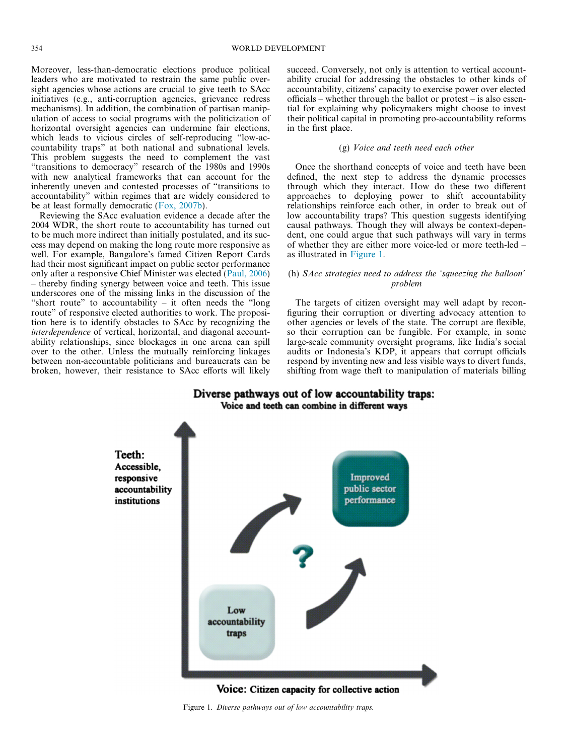Moreover, less-than-democratic elections produce political leaders who are motivated to restrain the same public oversight agencies whose actions are crucial to give teeth to SAcc initiatives (e.g., anti-corruption agencies, grievance redress mechanisms). In addition, the combination of partisan manipulation of access to social programs with the politicization of horizontal oversight agencies can undermine fair elections, which leads to vicious circles of self-reproducing "low-accountability traps" at both national and subnational levels. This problem suggests the need to complement the vast "transitions to democracy" research of the 1980s and 1990s with new analytical frameworks that can account for the inherently uneven and contested processes of "transitions to accountability" within regimes that are widely considered to be at least formally democratic (Fox, 2007b).

Reviewing the SAcc evaluation evidence a decade after the 2004 WDR, the short route to accountability has turned out to be much more indirect than initially postulated, and its success may depend on making the long route more responsive as well. For example, Bangalore's famed Citizen Report Cards had their most significant impact on public sector performance only after a responsive Chief Minister was elected (Paul, 2006) – thereby finding synergy between voice and teeth. This issue underscores one of the missing links in the discussion of the "short route" to accountability – it often needs the "long route" of responsive elected authorities to work. The proposition here is to identify obstacles to SAcc by recognizing the *interdependence* of vertical, horizontal, and diagonal accountability relationships, since blockages in one arena can spill over to the other. Unless the mutually reinforcing linkages between non-accountable politicians and bureaucrats can be broken, however, their resistance to SAcc efforts will likely succeed. Conversely, not only is attention to vertical accountability crucial for addressing the obstacles to other kinds of accountability, citizens' capacity to exercise power over elected officials – whether through the ballot or protest – is also essential for explaining why policymakers might choose to invest their political capital in promoting pro-accountability reforms in the first place.

### (g) *Voice and teeth need each other*

Once the shorthand concepts of voice and teeth have been defined, the next step to address the dynamic processes through which they interact. How do these two different approaches to deploying power to shift accountability relationships reinforce each other, in order to break out of low accountability traps? This question suggests identifying causal pathways. Though they will always be context-dependent, one could argue that such pathways will vary in terms of whether they are either more voice-led or more teeth-led – as illustrated in Figure 1.

### (h) *SAcc strategies need to address the 'squeezing the balloon' problem*

The targets of citizen oversight may well adapt by reconfiguring their corruption or diverting advocacy attention to other agencies or levels of the state. The corrupt are flexible, so their corruption can be fungible. For example, in some large-scale community oversight programs, like India's social audits or Indonesia's KDP, it appears that corrupt officials respond by inventing new and less visible ways to divert funds, shifting from wage theft to manipulation of materials billing

Figure 1. *Diverse pathways out of low accountability traps.*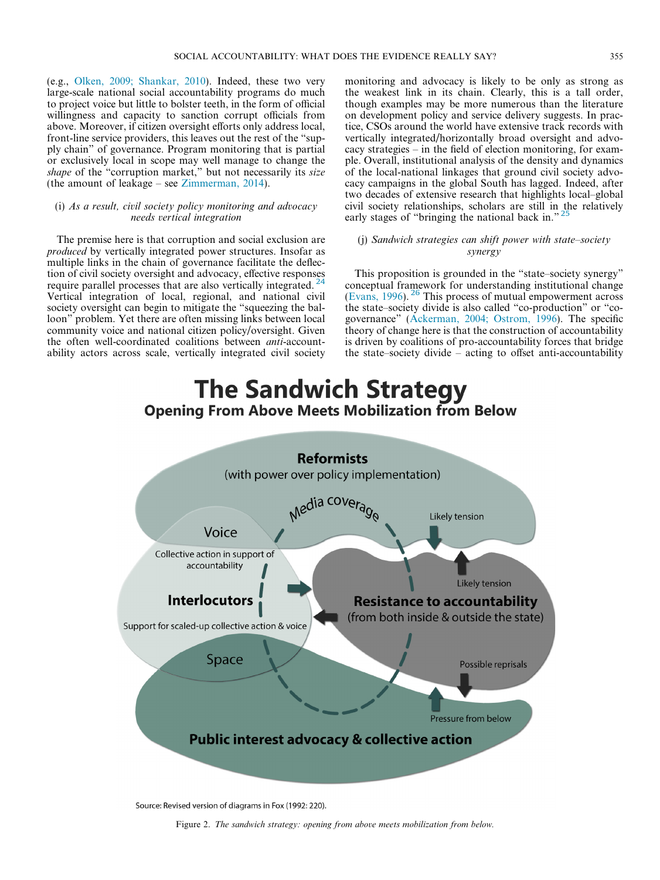(e.g., Olken, 2009; Shankar, 2010). Indeed, these two very large-scale national social accountability programs do much to project voice but little to bolster teeth, in the form of official willingness and capacity to sanction corrupt officials from above. Moreover, if citizen oversight efforts only address local, front-line service providers, this leaves out the rest of the "supply chain" of governance. Program monitoring that is partial or exclusively local in scope may well manage to change the *shape* of the "corruption market," but not necessarily its *size* (the amount of leakage – see Zimmerman, 2014).

### (i) *As a result, civil society policy monitoring and advocacy needs vertical integration*

The premise here is that corruption and social exclusion are *produced* by vertically integrated power structures. Insofar as multiple links in the chain of governance facilitate the deflection of civil society oversight and advocacy, effective responses require parallel processes that are also vertically integrated.[24] Vertical integration of local, regional, and national civil society oversight can begin to mitigate the "squeezing the balloon" problem. Yet there are often missing links between local community voice and national citizen policy/oversight. Given the often well-coordinated coalitions between *anti*-accountability actors across scale, vertically integrated civil society monitoring and advocacy is likely to be only as strong as the weakest link in its chain. Clearly, this is a tall order, though examples may be more numerous than the literature on development policy and service delivery suggests. In practice, CSOs around the world have extensive track records with vertically integrated/horizontally broad oversight and advocacy strategies – in the field of election monitoring, for example. Overall, institutional analysis of the density and dynamics of the local-national linkages that ground civil society advocacy campaigns in the global South has lagged. Indeed, after two decades of extensive research that highlights local–global civil society relationships, scholars are still in the relatively early stages of "bringing the national back in."[25]

### (j) *Sandwich strategies can shift power with state–society synergy*

This proposition is grounded in the "state–society synergy" conceptual framework for understanding institutional change (Evans, 1996).[26] This process of mutual empowerment across the state–society divide is also called "co-production" or "co-governance" (Ackerman, 2004; Ostrom, 1996). The specific theory of change here is that the construction of accountability is driven by coalitions of pro-accountability forces that bridge the state–society divide – acting to offset anti-accountability

The Sandwich Strategy
Opening From Above Meets Mobilization from Below

Reformists
(with power over policy implementation)
Media coverage
Likely tension
Voice
Collective action in support of accountability
Interlocutors
Support for scaled-up collective action & voice
Likely tension
Resistance to accountability
(from both inside & outside the state)
Space
Possible reprisals
Pressure from below
Public interest advocacy & collective action

Source: Revised version of diagrams in Fox (1992: 220).

Figure 2. *The sandwich strategy: opening from above meets mobilization from below.*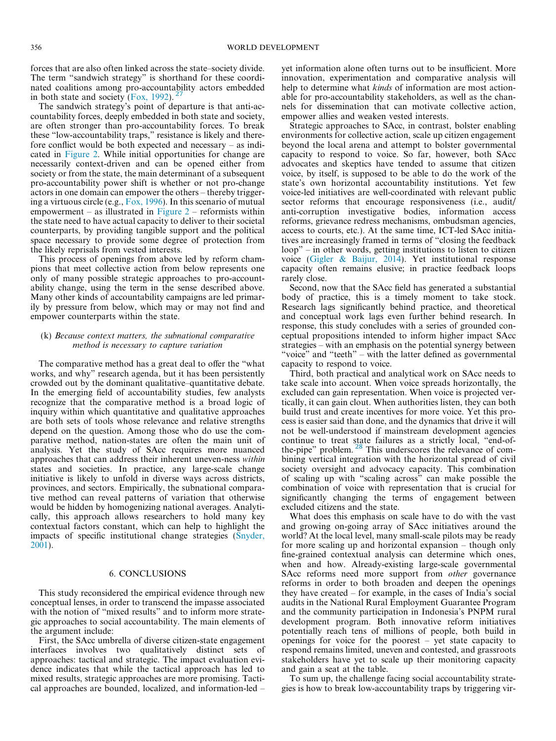forces that are also often linked across the state–society divide. The term "sandwich strategy" is shorthand for these coordinated coalitions among pro-accountability actors embedded in both state and society (Fox, 1992).[27]

The sandwich strategy's point of departure is that anti-accountability forces, deeply embedded in both state and society, are often stronger than pro-accountability forces. To break these "low-accountability traps," resistance is likely and therefore conflict would be both expected and necessary – as indicated in Figure 2. While initial opportunities for change are necessarily context-driven and can be opened either from society or from the state, the main determinant of a subsequent pro-accountability power shift is whether or not pro-change actors in one domain can empower the others – thereby triggering a virtuous circle (e.g., Fox, 1996). In this scenario of mutual empowerment – as illustrated in Figure 2 – reformists within the state need to have actual capacity to deliver to their societal counterparts, by providing tangible support and the political space necessary to provide some degree of protection from the likely reprisals from vested interests.

This process of openings from above led by reform champions that meet collective action from below represents one only of many possible strategic approaches to pro-accountability change, using the term in the sense described above. Many other kinds of accountability campaigns are led primarily by pressure from below, which may or may not find and empower counterparts within the state.

### (k) *Because context matters, the subnational comparative method is necessary to capture variation*

The comparative method has a great deal to offer the "what works, and why" research agenda, but it has been persistently crowded out by the dominant qualitative–quantitative debate. In the emerging field of accountability studies, few analysts recognize that the comparative method is a broad logic of inquiry within which quantitative and qualitative approaches are both sets of tools whose relevance and relative strengths depend on the question. Among those who do use the comparative method, nation-states are often the main unit of analysis. Yet the study of SAcc requires more nuanced approaches that can address their inherent uneven-ness *within* states and societies. In practice, any large-scale change initiative is likely to unfold in diverse ways across districts, provinces, and sectors. Empirically, the subnational comparative method can reveal patterns of variation that otherwise would be hidden by homogenizing national averages. Analytically, this approach allows researchers to hold many key contextual factors constant, which can help to highlight the impacts of specific institutional change strategies (Snyder, 2001).

## 6. CONCLUSIONS

This study reconsidered the empirical evidence through new conceptual lenses, in order to transcend the impasse associated with the notion of "mixed results" and to inform more strategic approaches to social accountability. The main elements of the argument include:

First, the SAcc umbrella of diverse citizen-state engagement interfaces involves two qualitatively distinct sets of approaches: tactical and strategic. The impact evaluation evidence indicates that while the tactical approach has led to mixed results, strategic approaches are more promising. Tactical approaches are bounded, localized, and information-led – yet information alone often turns out to be insufficient. More innovation, experimentation and comparative analysis will help to determine what *kinds* of information are most actionable for pro-accountability stakeholders, as well as the channels for dissemination that can motivate collective action, empower allies and weaken vested interests.

Strategic approaches to SAcc, in contrast, bolster enabling environments for collective action, scale up citizen engagement beyond the local arena and attempt to bolster governmental capacity to respond to voice. So far, however, both SAcc advocates and skeptics have tended to assume that citizen voice, by itself, is supposed to be able to do the work of the state's own horizontal accountability institutions. Yet few voice-led initiatives are well-coordinated with relevant public sector reforms that encourage responsiveness (i.e., audit/anti-corruption investigative bodies, information access reforms, grievance redress mechanisms, ombudsman agencies, access to courts, etc.). At the same time, ICT-led SAcc initiatives are increasingly framed in terms of "closing the feedback loop" – in other words, getting institutions to listen to citizen voice (Gigler & Baijur, 2014). Yet institutional response capacity often remains elusive; in practice feedback loops rarely close.

Second, now that the SAcc field has generated a substantial body of practice, this is a timely moment to take stock. Research lags significantly behind practice, and theoretical and conceptual work lags even further behind research. In response, this study concludes with a series of grounded conceptual propositions intended to inform higher impact SAcc strategies – with an emphasis on the potential synergy between "voice" and "teeth" – with the latter defined as governmental capacity to respond to voice.

Third, both practical and analytical work on SAcc needs to take scale into account. When voice spreads horizontally, the excluded can gain representation. When voice is projected vertically, it can gain clout. When authorities listen, they can both build trust and create incentives for more voice. Yet this process is easier said than done, and the dynamics that drive it will not be well-understood if mainstream development agencies continue to treat state failures as a strictly local, "end-of-the-pipe" problem.[28] This underscores the relevance of combining vertical integration with the horizontal spread of civil society oversight and advocacy capacity. This combination of scaling up with "scaling across" can make possible the combination of voice with representation that is crucial for significantly changing the terms of engagement between excluded citizens and the state.

What does this emphasis on scale have to do with the vast and growing on-going array of SAcc initiatives around the world? At the local level, many small-scale pilots may be ready for more scaling up and horizontal expansion – though only fine-grained contextual analysis can determine which ones, when and how. Already-existing large-scale governmental SAcc reforms need more support from *other* governance reforms in order to both broaden and deepen the openings they have created – for example, in the cases of India's social audits in the National Rural Employment Guarantee Program and the community participation in Indonesia's PNPM rural development program. Both innovative reform initiatives potentially reach tens of millions of people, both build in openings for voice for the poorest – yet state capacity to respond remains limited, uneven and contested, and grassroots stakeholders have yet to scale up their monitoring capacity and gain a seat at the table.

To sum up, the challenge facing social accountability strategies is how to break low-accountability traps by triggering vir-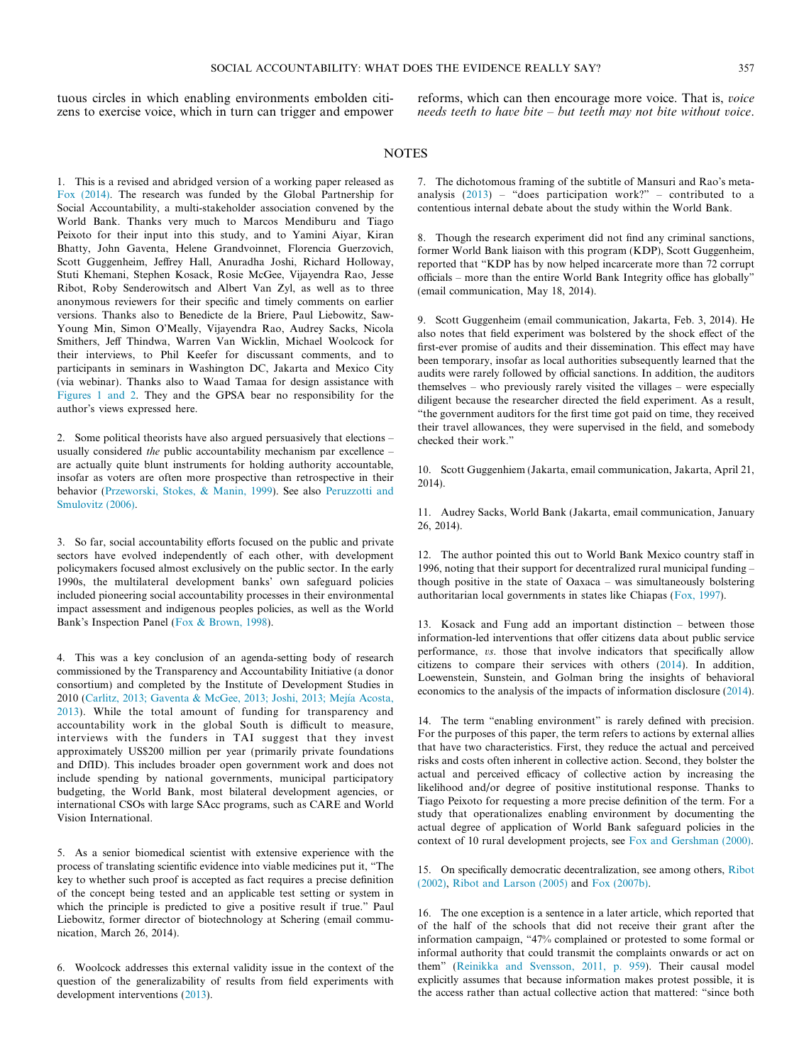tuous circles in which enabling environments embolden citizens to exercise voice, which in turn can trigger and empower reforms, which can then encourage more voice. That is, *voice needs teeth to have bite – but teeth may not bite without voice*.

## NOTES

1. This is a revised and abridged version of a working paper released as Fox (2014). The research was funded by the Global Partnership for Social Accountability, a multi-stakeholder association convened by the World Bank. Thanks very much to Marcos Mendiburu and Tiago Peixoto for their input into this study, and to Yamini Aiyar, Kiran Bhatty, John Gaventa, Helene Grandvoinnet, Florencia Guerzovich, Scott Guggenheim, Jeffrey Hall, Anuradha Joshi, Richard Holloway, Stuti Khemani, Stephen Kosack, Rosie McGee, Vijayendra Rao, Jesse Ribot, Roby Senderowitsch and Albert Van Zyl, as well as to three anonymous reviewers for their specific and timely comments on earlier versions. Thanks also to Benedicte de la Briere, Paul Liebowitz, Saw-Young Min, Simon O'Meally, Vijayendra Rao, Audrey Sacks, Nicola Smithers, Jeff Thindwa, Warren Van Wicklin, Michael Woolcock for their interviews, to Phil Keefer for discussant comments, and to participants in seminars in Washington DC, Jakarta and Mexico City (via webinar). Thanks also to Waad Tamaa for design assistance with Figures 1 and 2. They and the GPSA bear no responsibility for the author's views expressed here.

2. Some political theorists have also argued persuasively that elections – usually considered *the* public accountability mechanism par excellence – are actually quite blunt instruments for holding authority accountable, insofar as voters are often more prospective than retrospective in their behavior (Przeworski, Stokes, & Manin, 1999). See also Peruzzotti and Smulovitz (2006).

3. So far, social accountability efforts focused on the public and private sectors have evolved independently of each other, with development policymakers focused almost exclusively on the public sector. In the early 1990s, the multilateral development banks' own safeguard policies included pioneering social accountability processes in their environmental impact assessment and indigenous peoples policies, as well as the World Bank's Inspection Panel (Fox & Brown, 1998).

4. This was a key conclusion of an agenda-setting body of research commissioned by the Transparency and Accountability Initiative (a donor consortium) and completed by the Institute of Development Studies in 2010 (Carlitz, 2013; Gaventa & McGee, 2013; Joshi, 2013; Mejía Acosta, 2013). While the total amount of funding for transparency and accountability work in the global South is difficult to measure, interviews with the funders in TAI suggest that they invest approximately US$200 million per year (primarily private foundations and DfID). This includes broader open government work and does not include spending by national governments, municipal participatory budgeting, the World Bank, most bilateral development agencies, or international CSOs with large SAcc programs, such as CARE and World Vision International.

5. As a senior biomedical scientist with extensive experience with the process of translating scientific evidence into viable medicines put it, "The key to whether such proof is accepted as fact requires a precise definition of the concept being tested and an applicable test setting or system in which the principle is predicted to give a positive result if true." Paul Liebowitz, former director of biotechnology at Schering (email communication, March 26, 2014).

6. Woolcock addresses this external validity issue in the context of the question of the generalizability of results from field experiments with development interventions (2013).

7. The dichotomous framing of the subtitle of Mansuri and Rao's meta-analysis (2013) – "does participation work?" – contributed to a contentious internal debate about the study within the World Bank.

8. Though the research experiment did not find any criminal sanctions, former World Bank liaison with this program (KDP), Scott Guggenheim, reported that "KDP has by now helped incarcerate more than 72 corrupt officials – more than the entire World Bank Integrity office has globally" (email communication, May 18, 2014).

9. Scott Guggenheim (email communication, Jakarta, Feb. 3, 2014). He also notes that field experiment was bolstered by the shock effect of the first-ever promise of audits and their dissemination. This effect may have been temporary, insofar as local authorities subsequently learned that the audits were rarely followed by official sanctions. In addition, the auditors themselves – who previously rarely visited the villages – were especially diligent because the researcher directed the field experiment. As a result, "the government auditors for the first time got paid on time, they received their travel allowances, they were supervised in the field, and somebody checked their work."

10. Scott Guggenhiem (Jakarta, email communication, Jakarta, April 21, 2014).

11. Audrey Sacks, World Bank (Jakarta, email communication, January 26, 2014).

12. The author pointed this out to World Bank Mexico country staff in 1996, noting that their support for decentralized rural municipal funding – though positive in the state of Oaxaca – was simultaneously bolstering authoritarian local governments in states like Chiapas (Fox, 1997).

13. Kosack and Fung add an important distinction – between those information-led interventions that offer citizens data about public service performance, *vs.* those that involve indicators that specifically allow citizens to compare their services with others (2014). In addition, Loewenstein, Sunstein, and Golman bring the insights of behavioral economics to the analysis of the impacts of information disclosure (2014).

14. The term "enabling environment" is rarely defined with precision. For the purposes of this paper, the term refers to actions by external allies that have two characteristics. First, they reduce the actual and perceived risks and costs often inherent in collective action. Second, they bolster the actual and perceived efficacy of collective action by increasing the likelihood and/or degree of positive institutional response. Thanks to Tiago Peixoto for requesting a more precise definition of the term. For a study that operationalizes enabling environment by documenting the actual degree of application of World Bank safeguard policies in the context of 10 rural development projects, see Fox and Gershman (2000).

15. On specifically democratic decentralization, see among others, Ribot (2002), Ribot and Larson (2005) and Fox (2007b).

16. The one exception is a sentence in a later article, which reported that of the half of the schools that did not receive their grant after the information campaign, "47% complained or protested to some formal or informal authority that could transmit the complaints onwards or act on them" (Reinikka and Svensson, 2011, p. 959). Their causal model explicitly assumes that because information makes protest possible, it is the access rather than actual collective action that mattered: "since both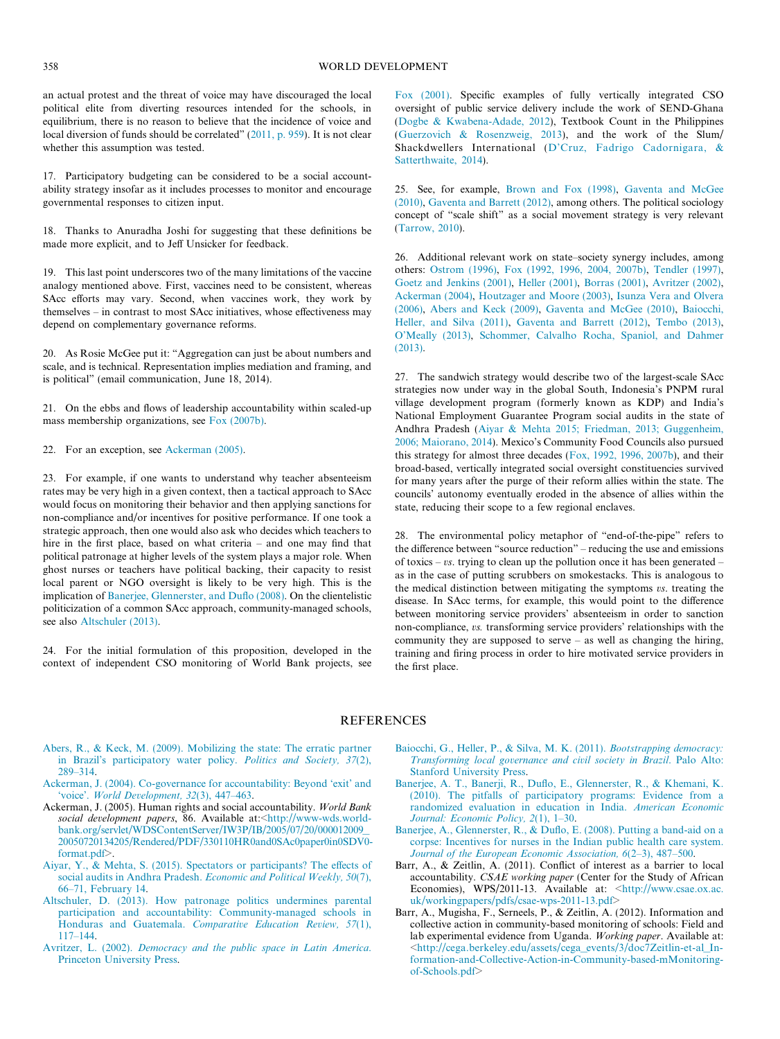an actual protest and the threat of voice may have discouraged the local political elite from diverting resources intended for the schools, in equilibrium, there is no reason to believe that the incidence of voice and local diversion of funds should be correlated" (2011, p. 959). It is not clear whether this assumption was tested.

17. Participatory budgeting can be considered to be a social accountability strategy insofar as it includes processes to monitor and encourage governmental responses to citizen input.

18. Thanks to Anuradha Joshi for suggesting that these definitions be made more explicit, and to Jeff Unsicker for feedback.

19. This last point underscores two of the many limitations of the vaccine analogy mentioned above. First, vaccines need to be consistent, whereas SAcc efforts may vary. Second, when vaccines work, they work by themselves – in contrast to most SAcc initiatives, whose effectiveness may depend on complementary governance reforms.

20. As Rosie McGee put it: "Aggregation can just be about numbers and scale, and is technical. Representation implies mediation and framing, and is political" (email communication, June 18, 2014).

21. On the ebbs and flows of leadership accountability within scaled-up mass membership organizations, see Fox (2007b).

22. For an exception, see Ackerman (2005).

23. For example, if one wants to understand why teacher absenteeism rates may be very high in a given context, then a tactical approach to SAcc would focus on monitoring their behavior and then applying sanctions for non-compliance and/or incentives for positive performance. If one took a strategic approach, then one would also ask who decides which teachers to hire in the first place, based on what criteria – and one may find that political patronage at higher levels of the system plays a major role. When ghost nurses or teachers have political backing, their capacity to resist local parent or NGO oversight is likely to be very high. This is the implication of Banerjee, Glennerster, and Duflo (2008). On the clientelistic politicization of a common SAcc approach, community-managed schools, see also Altschuler (2013).

24. For the initial formulation of this proposition, developed in the context of independent CSO monitoring of World Bank projects, see Fox (2001). Specific examples of fully vertically integrated CSO oversight of public service delivery include the work of SEND-Ghana (Dogbe & Kwabena-Adade, 2012), Textbook Count in the Philippines (Guerzovich & Rosenzweig, 2013), and the work of the Slum/Shackdwellers International (D'Cruz, Fadrigo Cadornigara, & Satterthwaite, 2014).

25. See, for example, Brown and Fox (1998), Gaventa and McGee (2010), Gaventa and Barrett (2012), among others. The political sociology concept of "scale shift" as a social movement strategy is very relevant (Tarrow, 2010).

26. Additional relevant work on state–society synergy includes, among others: Ostrom (1996), Fox (1992, 1996, 2004, 2007b), Tendler (1997), Goetz and Jenkins (2001), Heller (2001), Borras (2001), Avritzer (2002), Ackerman (2004), Houtzager and Moore (2003), Isunza Vera and Olvera (2006), Abers and Keck (2009), Gaventa and McGee (2010), Baiocchi, Heller, and Silva (2011), Gaventa and Barrett (2012), Tembo (2013), O'Meally (2013), Schommer, Calvalho Rocha, Spaniol, and Dahmer (2013).

27. The sandwich strategy would describe two of the largest-scale SAcc strategies now under way in the global South, Indonesia's PNPM rural village development program (formerly known as KDP) and India's National Employment Guarantee Program social audits in the state of Andhra Pradesh (Aiyar & Mehta 2015; Friedman, 2013; Guggenheim, 2006; Maiorano, 2014). Mexico's Community Food Councils also pursued this strategy for almost three decades (Fox, 1992, 1996, 2007b), and their broad-based, vertically integrated social oversight constituencies survived for many years after the purge of their reform allies within the state. The councils' autonomy eventually eroded in the absence of allies within the state, reducing their scope to a few regional enclaves.

28. The environmental policy metaphor of "end-of-the-pipe" refers to the difference between "source reduction" – reducing the use and emissions of toxics – *vs*. trying to clean up the pollution once it has been generated – as in the case of putting scrubbers on smokestacks. This is analogous to the medical distinction between mitigating the symptoms *vs*. treating the disease. In SAcc terms, for example, this would point to the difference between monitoring service providers' absenteeism in order to sanction non-compliance, *vs.* transforming service providers' relationships with the community they are supposed to serve – as well as changing the hiring, training and firing process in order to hire motivated service providers in the first place.

## REFERENCES

Abers, R., & Keck, M. (2009). Mobilizing the state: The erratic partner in Brazil's participatory water policy. *Politics and Society, 37*(2), 289–314.

Ackerman, J. (2004). Co-governance for accountability: Beyond 'exit' and 'voice'. *World Development, 32*(3), 447–463.

Ackerman, J. (2005). Human rights and social accountability. *World Bank social development papers*, 86. Available at:<http://www-wds.worldbank.org/servlet/WDSContentServer/IW3P/IB/2005/07/20/000012009_20050720134205/Rendered/PDF/330110HR0and0SAc0paper0in0SDV0-format.pdf>.

Aiyar, Y., & Mehta, S. (2015). Spectators or participants? The effects of social audits in Andhra Pradesh. *Economic and Political Weekly, 50*(7), 66–71, February 14.

Altschuler, D. (2013). How patronage politics undermines parental participation and accountability: Community-managed schools in Honduras and Guatemala. *Comparative Education Review, 57*(1), 117–144.

Avritzer, L. (2002). *Democracy and the public space in Latin America*. Princeton University Press.

Baiocchi, G., Heller, P., & Silva, M. K. (2011). *Bootstrapping democracy: Transforming local governance and civil society in Brazil*. Palo Alto: Stanford University Press.

Banerjee, A. T., Banerji, R., Duflo, E., Glennerster, R., & Khemani, K. (2010). The pitfalls of participatory programs: Evidence from a randomized evaluation in education in India. *American Economic Journal: Economic Policy, 2*(1), 1–30.

Banerjee, A., Glennerster, R., & Duflo, E. (2008). Putting a band-aid on a corpse: Incentives for nurses in the Indian public health care system. *Journal of the European Economic Association, 6*(2–3), 487–500.

Barr, A., & Zeitlin, A. (2011). Conflict of interest as a barrier to local accountability. *CSAE working paper* (Center for the Study of African Economies), WPS/2011-13. Available at: <http://www.csae.ox.ac.uk/workingpapers/pdfs/csae-wps-2011-13.pdf>

Barr, A., Mugisha, F., Serneels, P., & Zeitlin, A. (2012). Information and collective action in community-based monitoring of schools: Field and lab experimental evidence from Uganda. *Working paper*. Available at: <http://cega.berkeley.edu/assets/cega_events/3/doc7Zeitlin-et-al_Information-and-Collective-Action-in-Community-based-mMonitoring-of-Schools.pdf>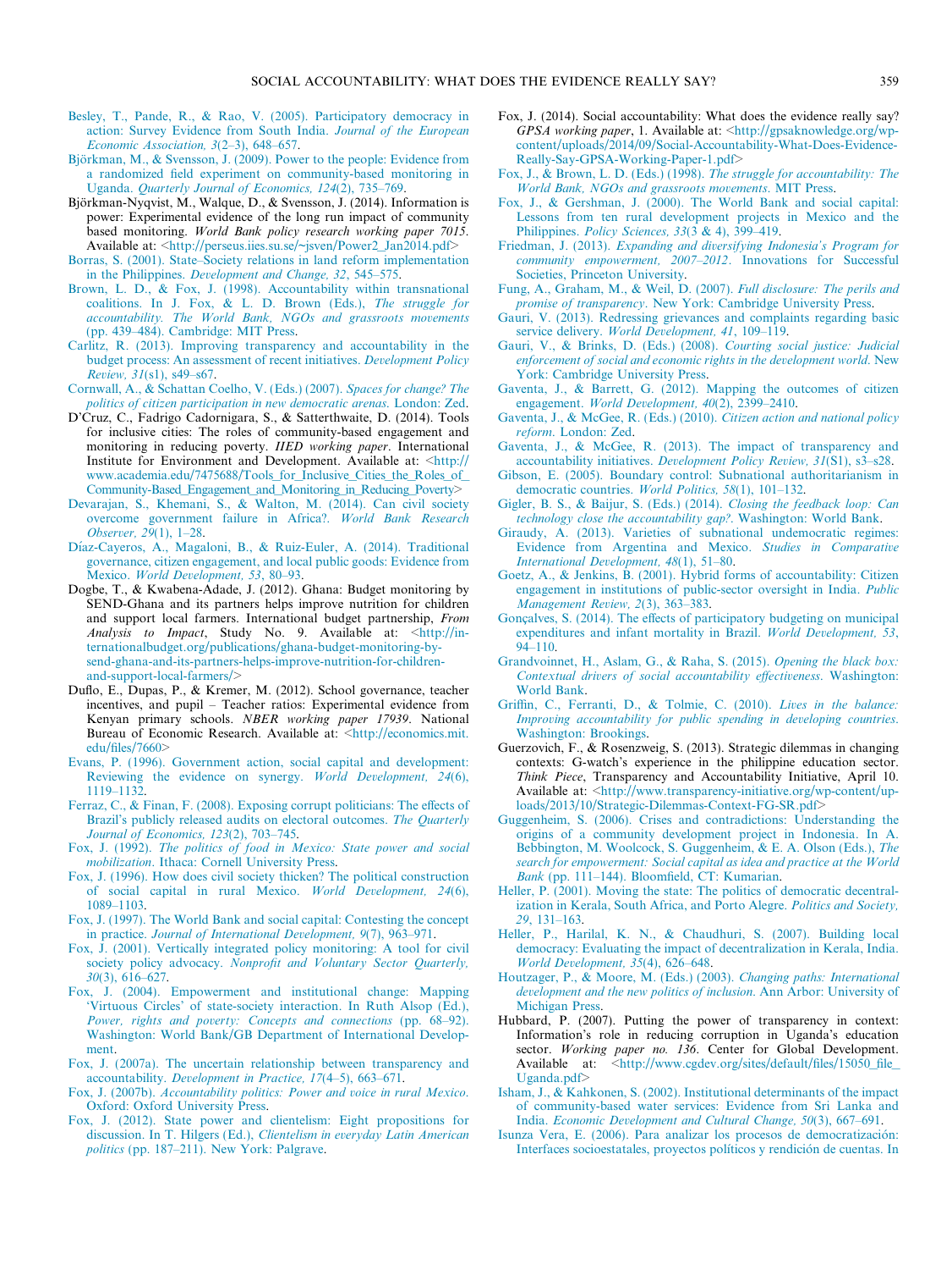Besley, T., Pande, R., & Rao, V. (2005). Participatory democracy in action: Survey Evidence from South India. *Journal of the European Economic Association, 3*(2–3), 648–657.

Björkman, M., & Svensson, J. (2009). Power to the people: Evidence from a randomized field experiment on community-based monitoring in Uganda. *Quarterly Journal of Economics, 124*(2), 735–769.

Björkman-Nyqvist, M., Walque, D., & Svensson, J. (2014). Information is power: Experimental evidence of the long run impact of community based monitoring. *World Bank policy research working paper 7015*. Available at: <http://perseus.iies.su.se/~jsven/Power2_Jan2014.pdf>

Borras, S. (2001). State–Society relations in land reform implementation in the Philippines. *Development and Change, 32*, 545–575.

Brown, L. D., & Fox, J. (1998). Accountability within transnational coalitions. In J. Fox, & L. D. Brown (Eds.), *The struggle for accountability. The World Bank, NGOs and grassroots movements* (pp. 439–484). Cambridge: MIT Press.

Carlitz, R. (2013). Improving transparency and accountability in the budget process: An assessment of recent initiatives. *Development Policy Review, 31*(s1), s49–s67.

Cornwall, A., & Schattan Coelho, V. (Eds.) (2007). *Spaces for change? The politics of citizen participation in new democratic arenas*. London: Zed.

D'Cruz, C., Fadrigo Cadornigara, S., & Satterthwaite, D. (2014). Tools for inclusive cities: The roles of community-based engagement and monitoring in reducing poverty. *IIED working paper*. International Institute for Environment and Development. Available at: <http://www.academia.edu/7475688/Tools_for_Inclusive_Cities_the_Roles_of_Community-Based_Engagement_and_Monitoring_in_Reducing_Poverty>

Devarajan, S., Khemani, S., & Walton, M. (2014). Can civil society overcome government failure in Africa?. *World Bank Research Observer, 29*(1), 1–28.

Díaz-Cayeros, A., Magaloni, B., & Ruiz-Euler, A. (2014). Traditional governance, citizen engagement, and local public goods: Evidence from Mexico. *World Development, 53*, 80–93.

Dogbe, T., & Kwabena-Adade, J. (2012). Ghana: Budget monitoring by SEND-Ghana and its partners helps improve nutrition for children and support local farmers. International budget partnership, *From Analysis to Impact*, Study No. 9. Available at: <http://internationalbudget.org/publications/ghana-budget-monitoring-by-send-ghana-and-its-partners-helps-improve-nutrition-for-children-and-support-local-farmers/>

Duflo, E., Dupas, P., & Kremer, M. (2012). School governance, teacher incentives, and pupil – Teacher ratios: Experimental evidence from Kenyan primary schools. *NBER working paper 17939*. National Bureau of Economic Research. Available at: <http://economics.mit.edu/files/7660>

Evans, P. (1996). Government action, social capital and development: Reviewing the evidence on synergy. *World Development, 24*(6), 1119–1132.

Ferraz, C., & Finan, F. (2008). Exposing corrupt politicians: The effects of Brazil's publicly released audits on electoral outcomes. *The Quarterly Journal of Economics, 123*(2), 703–745.

Fox, J. (1992). *The politics of food in Mexico: State power and social mobilization*. Ithaca: Cornell University Press.

Fox, J. (1996). How does civil society thicken? The political construction of social capital in rural Mexico. *World Development, 24*(6), 1089–1103.

Fox, J. (1997). The World Bank and social capital: Contesting the concept in practice. *Journal of International Development, 9*(7), 963–971.

Fox, J. (2001). Vertically integrated policy monitoring: A tool for civil society policy advocacy. *Nonprofit and Voluntary Sector Quarterly, 30*(3), 616–627.

Fox, J. (2004). Empowerment and institutional change: Mapping 'Virtuous Circles' of state-society interaction. In Ruth Alsop (Ed.), *Power, rights and poverty: Concepts and connections* (pp. 68–92). Washington: World Bank/GB Department of International Development.

Fox, J. (2007a). The uncertain relationship between transparency and accountability. *Development in Practice, 17*(4–5), 663–671.

Fox, J. (2007b). *Accountability politics: Power and voice in rural Mexico*. Oxford: Oxford University Press.

Fox, J. (2012). State power and clientelism: Eight propositions for discussion. In T. Hilgers (Ed.), *Clientelism in everyday Latin American politics* (pp. 187–211). New York: Palgrave.

Fox, J. (2014). Social accountability: What does the evidence really say? *GPSA working paper*, 1. Available at: <http://gpsaknowledge.org/wp-content/uploads/2014/09/Social-Accountability-What-Does-Evidence-Really-Say-GPSA-Working-Paper-1.pdf>

Fox, J., & Brown, L. D. (Eds.) (1998). *The struggle for accountability: The World Bank, NGOs and grassroots movements*. MIT Press.

Fox, J., & Gershman, J. (2000). The World Bank and social capital: Lessons from ten rural development projects in Mexico and the Philippines. *Policy Sciences, 33*(3 & 4), 399–419.

Friedman, J. (2013). *Expanding and diversifying Indonesia's Program for community empowerment, 2007–2012*. Innovations for Successful Societies, Princeton University.

Fung, A., Graham, M., & Weil, D. (2007). *Full disclosure: The perils and promise of transparency*. New York: Cambridge University Press.

Gauri, V. (2013). Redressing grievances and complaints regarding basic service delivery. *World Development, 41*, 109–119.

Gauri, V., & Brinks, D. (Eds.) (2008). *Courting social justice: Judicial enforcement of social and economic rights in the development world*. New York: Cambridge University Press.

Gaventa, J., & Barrett, G. (2012). Mapping the outcomes of citizen engagement. *World Development, 40*(2), 2399–2410.

Gaventa, J., & McGee, R. (Eds.) (2010). *Citizen action and national policy reform*. London: Zed.

Gaventa, J., & McGee, R. (2013). The impact of transparency and accountability initiatives. *Development Policy Review, 31*(S1), s3–s28.

Gibson, E. (2005). Boundary control: Subnational authoritarianism in democratic countries. *World Politics, 58*(1), 101–132.

Gigler, B. S., & Baijur, S. (Eds.) (2014). *Closing the feedback loop: Can technology close the accountability gap?*. Washington: World Bank.

Giraudy, A. (2013). Varieties of subnational undemocratic regimes: Evidence from Argentina and Mexico. *Studies in Comparative International Development, 48*(1), 51–80.

Goetz, A., & Jenkins, B. (2001). Hybrid forms of accountability: Citizen engagement in institutions of public-sector oversight in India. *Public Management Review, 2*(3), 363–383.

Gonçalves, S. (2014). The effects of participatory budgeting on municipal expenditures and infant mortality in Brazil. *World Development, 53*, 94–110.

Grandvoinnet, H., Aslam, G., & Raha, S. (2015). *Opening the black box: Contextual drivers of social accountability effectiveness*. Washington: World Bank.

Griffin, C., Ferranti, D., & Tolmie, C. (2010). *Lives in the balance: Improving accountability for public spending in developing countries*. Washington: Brookings.

Guerzovich, F., & Rosenzweig, S. (2013). Strategic dilemmas in changing contexts: G-watch's experience in the philippine education sector. *Think Piece*, Transparency and Accountability Initiative, April 10. Available at: <http://www.transparency-initiative.org/wp-content/uploads/2013/10/Strategic-Dilemmas-Context-FG-SR.pdf>

Guggenheim, S. (2006). Crises and contradictions: Understanding the origins of a community development project in Indonesia. In A. Bebbington, M. Woolcock, S. Guggenheim, & E. A. Olson (Eds.), *The search for empowerment: Social capital as idea and practice at the World Bank* (pp. 111–144). Bloomfield, CT: Kumarian.

Heller, P. (2001). Moving the state: The politics of democratic decentralization in Kerala, South Africa, and Porto Alegre. *Politics and Society, 29*, 131–163.

Heller, P., Harilal, K. N., & Chaudhuri, S. (2007). Building local democracy: Evaluating the impact of decentralization in Kerala, India. *World Development, 35*(4), 626–648.

Houtzager, P., & Moore, M. (Eds.) (2003). *Changing paths: International development and the new politics of inclusion*. Ann Arbor: University of Michigan Press.

Hubbard, P. (2007). Putting the power of transparency in context: Information's role in reducing corruption in Uganda's education sector. *Working paper no. 136*. Center for Global Development. Available at: <http://www.cgdev.org/sites/default/files/15050_file_Uganda.pdf>

Isham, J., & Kahkonen, S. (2002). Institutional determinants of the impact of community-based water services: Evidence from Sri Lanka and India. *Economic Development and Cultural Change, 50*(3), 667–691.

Isunza Vera, E. (2006). Para analizar los procesos de democratización: Interfaces socioestatales, proyectos políticos y rendición de cuentas. In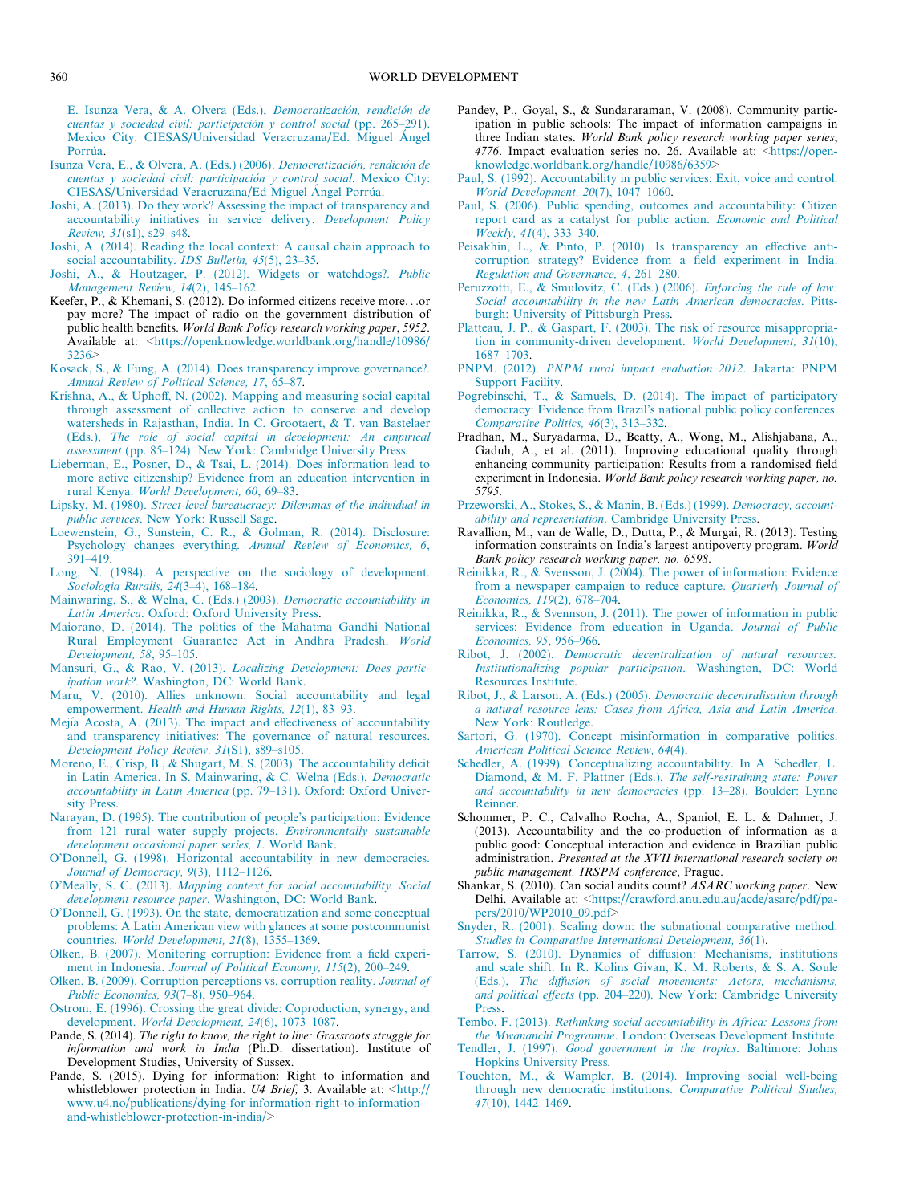E. Isunza Vera, & A. Olvera (Eds.), *Democratización, rendición de cuentas y sociedad civil: participación y control social* (pp. 265–291). Mexico City: CIESAS/Universidad Veracruzana/Ed. Miguel Ángel Porrúa.

Isunza Vera, E., & Olvera, A. (Eds.) (2006). *Democratización, rendición de cuentas y sociedad civil: participación y control social*. Mexico City: CIESAS/Universidad Veracruzana/Ed Miguel Ángel Porrúa.

Joshi, A. (2013). Do they work? Assessing the impact of transparency and accountability initiatives in service delivery. *Development Policy Review, 31*(s1), s29–s48.

Joshi, A. (2014). Reading the local context: A causal chain approach to social accountability. *IDS Bulletin, 45*(5), 23–35.

Joshi, A., & Houtzager, P. (2012). Widgets or watchdogs?. *Public Management Review, 14*(2), 145–162.

Keefer, P., & Khemani, S. (2012). Do informed citizens receive more…or pay more? The impact of radio on the government distribution of public health benefits. *World Bank Policy research working paper, 5952*. Available at: <https://openknowledge.worldbank.org/handle/10986/3236>

Kosack, S., & Fung, A. (2014). Does transparency improve governance?. *Annual Review of Political Science, 17*, 65–87.

Krishna, A., & Uphoff, N. (2002). Mapping and measuring social capital through assessment of collective action to conserve and develop watersheds in Rajasthan, India. In C. Grootaert, & T. van Bastelaer (Eds.), *The role of social capital in development: An empirical assessment* (pp. 85–124). New York: Cambridge University Press.

Lieberman, E., Posner, D., & Tsai, L. (2014). Does information lead to more active citizenship? Evidence from an education intervention in rural Kenya. *World Development, 60*, 69–83.

Lipsky, M. (1980). *Street-level bureaucracy: Dilemmas of the individual in public services*. New York: Russell Sage.

Loewenstein, G., Sunstein, C. R., & Golman, R. (2014). Disclosure: Psychology changes everything. *Annual Review of Economics, 6*, 391–419.

Long, N. (1984). A perspective on the sociology of development. *Sociologia Ruralis, 24*(3–4), 168–184.

Mainwaring, S., & Welna, C. (Eds.) (2003). *Democratic accountability in Latin America*. Oxford: Oxford University Press.

Maiorano, D. (2014). The politics of the Mahatma Gandhi National Rural Employment Guarantee Act in Andhra Pradesh. *World Development, 58*, 95–105.

Mansuri, G., & Rao, V. (2013). *Localizing Development: Does participation work?*. Washington, DC: World Bank.

Maru, V. (2010). Allies unknown: Social accountability and legal empowerment. *Health and Human Rights, 12*(1), 83–93.

Mejía Acosta, A. (2013). The impact and effectiveness of accountability and transparency initiatives: The governance of natural resources. *Development Policy Review, 31*(S1), s89–s105.

Moreno, E., Crisp, B., & Shugart, M. S. (2003). The accountability deficit in Latin America. In S. Mainwaring, & C. Welna (Eds.), *Democratic accountability in Latin America* (pp. 79–131). Oxford: Oxford University Press.

Narayan, D. (1995). The contribution of people's participation: Evidence from 121 rural water supply projects. *Environmentally sustainable development occasional paper series, 1*. World Bank.

O'Donnell, G. (1998). Horizontal accountability in new democracies. *Journal of Democracy, 9*(3), 1112–1126.

O'Meally, S. C. (2013). *Mapping context for social accountability. Social development resource paper*. Washington, DC: World Bank.

O'Donnell, G. (1993). On the state, democratization and some conceptual problems: A Latin American view with glances at some postcommunist countries. *World Development, 21*(8), 1355–1369.

Olken, B. (2007). Monitoring corruption: Evidence from a field experiment in Indonesia. *Journal of Political Economy, 115*(2), 200–249.

Olken, B. (2009). Corruption perceptions vs. corruption reality. *Journal of Public Economics, 93*(7–8), 950–964.

Ostrom, E. (1996). Crossing the great divide: Coproduction, synergy, and development. *World Development, 24*(6), 1073–1087.

Pande, S. (2014). *The right to know, the right to live: Grassroots struggle for information and work in India* (Ph.D. dissertation). Institute of Development Studies, University of Sussex.

Pande, S. (2015). Dying for information: Right to information and whistleblower protection in India. *U4 Brief*, 3. Available at: <http://www.u4.no/publications/dying-for-information-right-to-information-and-whistleblower-protection-in-india/>

Pandey, P., Goyal, S., & Sundararaman, V. (2008). Community participation in public schools: The impact of information campaigns in three Indian states. *World Bank policy research working paper series, 4776*. Impact evaluation series no. 26. Available at: <https://openknowledge.worldbank.org/handle/10986/6359>

Paul, S. (1992). Accountability in public services: Exit, voice and control. *World Development, 20*(7), 1047–1060.

Paul, S. (2006). Public spending, outcomes and accountability: Citizen report card as a catalyst for public action. *Economic and Political Weekly, 41*(4), 333–340.

Peisakhin, L., & Pinto, P. (2010). Is transparency an effective anti-corruption strategy? Evidence from a field experiment in India. *Regulation and Governance, 4*, 261–280.

Peruzzotti, E., & Smulovitz, C. (Eds.) (2006). *Enforcing the rule of law: Social accountability in the new Latin American democracies*. Pittsburgh: University of Pittsburgh Press.

Platteau, J. P., & Gaspart, F. (2003). The risk of resource misappropriation in community-driven development. *World Development, 31*(10), 1687–1703.

PNPM. (2012). *PNPM rural impact evaluation 2012*. Jakarta: PNPM Support Facility.

Pogrebinschi, T., & Samuels, D. (2014). The impact of participatory democracy: Evidence from Brazil's national public policy conferences. *Comparative Politics, 46*(3), 313–332.

Pradhan, M., Suryadarma, D., Beatty, A., Wong, M., Alishjabana, A., Gaduh, A., et al. (2011). Improving educational quality through enhancing community participation: Results from a randomised field experiment in Indonesia. *World Bank policy research working paper, no. 5795*.

Przeworski, A., Stokes, S., & Manin, B. (Eds.) (1999). *Democracy, accountability and representation*. Cambridge University Press.

Ravallion, M., van de Walle, D., Dutta, P., & Murgai, R. (2013). Testing information constraints on India's largest antipoverty program. *World Bank policy research working paper, no. 6598*.

Reinikka, R., & Svensson, J. (2004). The power of information: Evidence from a newspaper campaign to reduce capture. *Quarterly Journal of Economics, 119*(2), 678–704.

Reinikka, R., & Svensson, J. (2011). The power of information in public services: Evidence from education in Uganda. *Journal of Public Economics, 95*, 956–966.

Ribot, J. (2002). *Democratic decentralization of natural resources: Institutionalizing popular participation*. Washington, DC: World Resources Institute.

Ribot, J., & Larson, A. (Eds.) (2005). *Democratic decentralisation through a natural resource lens: Cases from Africa, Asia and Latin America*. New York: Routledge.

Sartori, G. (1970). Concept misinformation in comparative politics. *American Political Science Review, 64*(4).

Schedler, A. (1999). Conceptualizing accountability. In A. Schedler, L. Diamond, & M. F. Plattner (Eds.), *The self-restraining state: Power and accountability in new democracies* (pp. 13–28). Boulder: Lynne Reinner.

Schommer, P. C., Calvalho Rocha, A., Spaniol, E. L. & Dahmer, J. (2013). Accountability and the co-production of information as a public good: Conceptual interaction and evidence in Brazilian public administration. *Presented at the XVII international research society on public management, IRSPM conference*, Prague.

Shankar, S. (2010). Can social audits count? *ASARC working paper*. New Delhi. Available at: <https://crawford.anu.edu.au/acde/asarc/pdf/papers/2010/WP2010_09.pdf>

Snyder, R. (2001). Scaling down: the subnational comparative method. *Studies in Comparative International Development, 36*(1).

Tarrow, S. (2010). Dynamics of diffusion: Mechanisms, institutions and scale shift. In R. Kolins Givan, K. M. Roberts, & S. A. Soule (Eds.), *The diffusion of social movements: Actors, mechanisms, and political effects* (pp. 204–220). New York: Cambridge University Press.

Tembo, F. (2013). *Rethinking social accountability in Africa: Lessons from the Mwananchi Programme*. London: Overseas Development Institute.

Tendler, J. (1997). *Good government in the tropics*. Baltimore: Johns Hopkins University Press.

Touchton, M., & Wampler, B. (2014). Improving social well-being through new democratic institutions. *Comparative Political Studies, 47*(10), 1442–1469.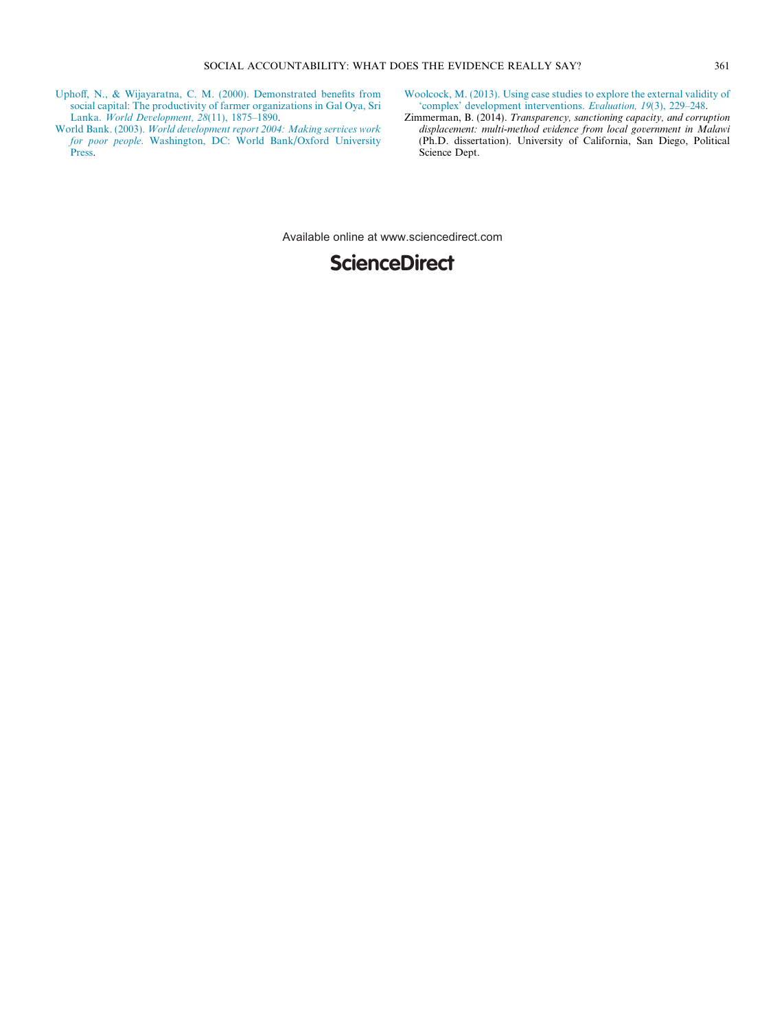Uphoff, N., & Wijayaratna, C. M. (2000). Demonstrated benefits from social capital: The productivity of farmer organizations in Gal Oya, Sri Lanka. *World Development, 28*(11), 1875–1890.

World Bank. (2003). *World development report 2004: Making services work for poor people*. Washington, DC: World Bank/Oxford University Press.

Woolcock, M. (2013). Using case studies to explore the external validity of 'complex' development interventions. *Evaluation, 19*(3), 229–248.

Zimmerman, B. (2014). *Transparency, sanctioning capacity, and corruption displacement: multi-method evidence from local government in Malawi* (Ph.D. dissertation). University of California, San Diego, Political Science Dept.

Available online at www.sciencedirect.com

**ScienceDirect**